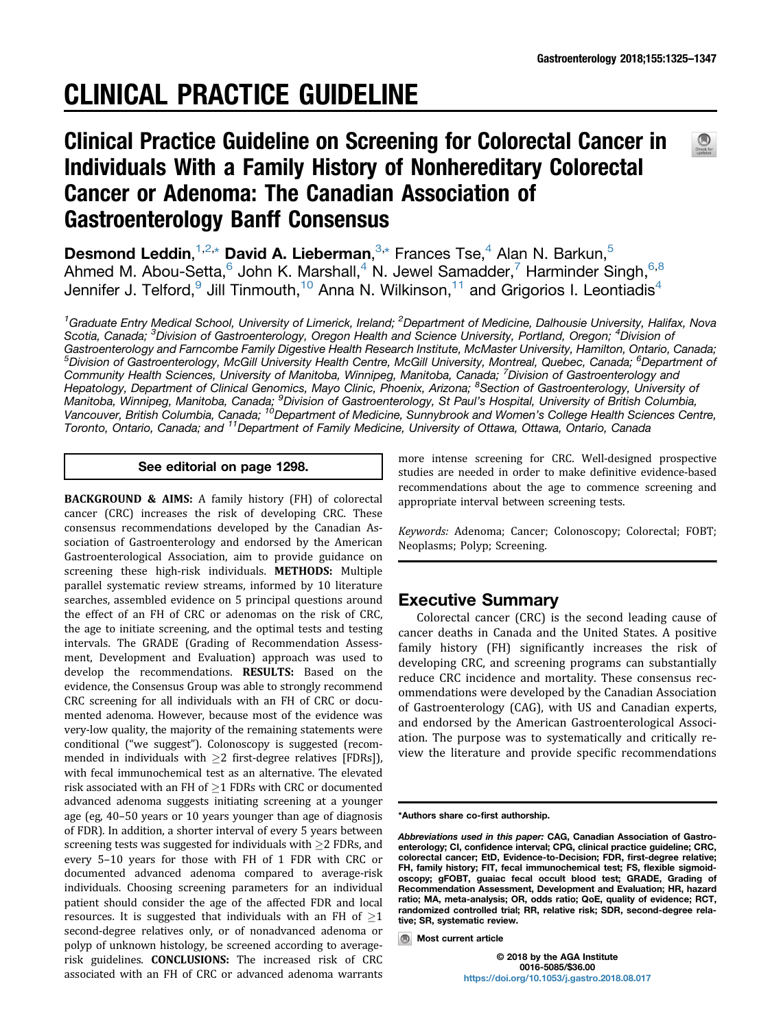# CLINICAL PRACTICE GUIDELINE

## Clinical Practice Guideline on Screening for Colorectal Cancer in Individuals With a Family History of Nonhereditary Colorectal Cancer or Adenoma: The Canadian Association of Gastroenterology Banff Consensus

**Desmond Leddin**,[1,2,*] **David A. Lieberman**,[3,*] Frances Tse,[4] Alan N. Barkun,[5] Ahmed M. Abou-Setta,[6] John K. Marshall,[4] N. Jewel Samadder,[7] Harminder Singh,[6,8] Jennifer J. Telford,[9] Jill Tinmouth,[10] Anna N. Wilkinson,[11] and Grigorios I. Leontiadis[4]

*[1]Graduate Entry Medical School, University of Limerick, Ireland; [2]Department of Medicine, Dalhousie University, Halifax, Nova Scotia, Canada; [3]Division of Gastroenterology, Oregon Health and Science University, Portland, Oregon; [4]Division of Gastroenterology and Farncombe Family Digestive Health Research Institute, McMaster University, Hamilton, Ontario, Canada; [5]Division of Gastroenterology, McGill University Health Centre, McGill University, Montreal, Quebec, Canada; [6]Department of Community Health Sciences, University of Manitoba, Winnipeg, Manitoba, Canada; [7]Division of Gastroenterology and Hepatology, Department of Clinical Genomics, Mayo Clinic, Phoenix, Arizona; [8]Section of Gastroenterology, University of Manitoba, Winnipeg, Manitoba, Canada; [9]Division of Gastroenterology, St Paul's Hospital, University of British Columbia, Vancouver, British Columbia, Canada; [10]Department of Medicine, Sunnybrook and Women's College Health Sciences Centre, Toronto, Ontario, Canada; and [11]Department of Family Medicine, University of Ottawa, Ottawa, Ontario, Canada*

**See editorial on page 1298.**

**BACKGROUND & AIMS:** A family history (FH) of colorectal cancer (CRC) increases the risk of developing CRC. These consensus recommendations developed by the Canadian Association of Gastroenterology and endorsed by the American Gastroenterological Association, aim to provide guidance on screening these high-risk individuals. **METHODS:** Multiple parallel systematic review streams, informed by 10 literature searches, assembled evidence on 5 principal questions around the effect of an FH of CRC or adenomas on the risk of CRC, the age to initiate screening, and the optimal tests and testing intervals. The GRADE (Grading of Recommendation Assessment, Development and Evaluation) approach was used to develop the recommendations. **RESULTS:** Based on the evidence, the Consensus Group was able to strongly recommend CRC screening for all individuals with an FH of CRC or documented adenoma. However, because most of the evidence was very-low quality, the majority of the remaining statements were conditional ("we suggest"). Colonoscopy is suggested (recommended in individuals with $\geq$2 first-degree relatives [FDRs]), with fecal immunochemical test as an alternative. The elevated risk associated with an FH of $\geq$1 FDRs with CRC or documented advanced adenoma suggests initiating screening at a younger age (eg, 40–50 years or 10 years younger than age of diagnosis of FDR). In addition, a shorter interval of every 5 years between screening tests was suggested for individuals with $\geq$2 FDRs, and every 5–10 years for those with FH of 1 FDR with CRC or documented advanced adenoma compared to average-risk individuals. Choosing screening parameters for an individual patient should consider the age of the affected FDR and local resources. It is suggested that individuals with an FH of $\geq$1 second-degree relatives only, or of nonadvanced adenoma or polyp of unknown histology, be screened according to average-risk guidelines. **CONCLUSIONS:** The increased risk of CRC associated with an FH of CRC or advanced adenoma warrants more intense screening for CRC. Well-designed prospective studies are needed in order to make definitive evidence-based recommendations about the age to commence screening and appropriate interval between screening tests.

*Keywords:* Adenoma; Cancer; Colonoscopy; Colorectal; FOBT; Neoplasms; Polyp; Screening.

## Executive Summary

Colorectal cancer (CRC) is the second leading cause of cancer deaths in Canada and the United States. A positive family history (FH) significantly increases the risk of developing CRC, and screening programs can substantially reduce CRC incidence and mortality. These consensus recommendations were developed by the Canadian Association of Gastroenterology (CAG), with US and Canadian experts, and endorsed by the American Gastroenterological Association. The purpose was to systematically and critically review the literature and provide specific recommendations

*Authors share co-first authorship.

*Abbreviations used in this paper:* CAG, Canadian Association of Gastroenterology; CI, confidence interval; CPG, clinical practice guideline; CRC, colorectal cancer; EtD, Evidence-to-Decision; FDR, first-degree relative; FH, family history; FIT, fecal immunochemical test; FS, flexible sigmoidoscopy; gFOBT, guaiac fecal occult blood test; GRADE, Grading of Recommendation Assessment, Development and Evaluation; HR, hazard ratio; MA, meta-analysis; OR, odds ratio; QoE, quality of evidence; RCT, randomized controlled trial; RR, relative risk; SDR, second-degree relative; SR, systematic review.

Most current article

© 2018 by the AGA Institute
0016-5085/$36.00
https://doi.org/10.1053/j.gastro.2018.08.017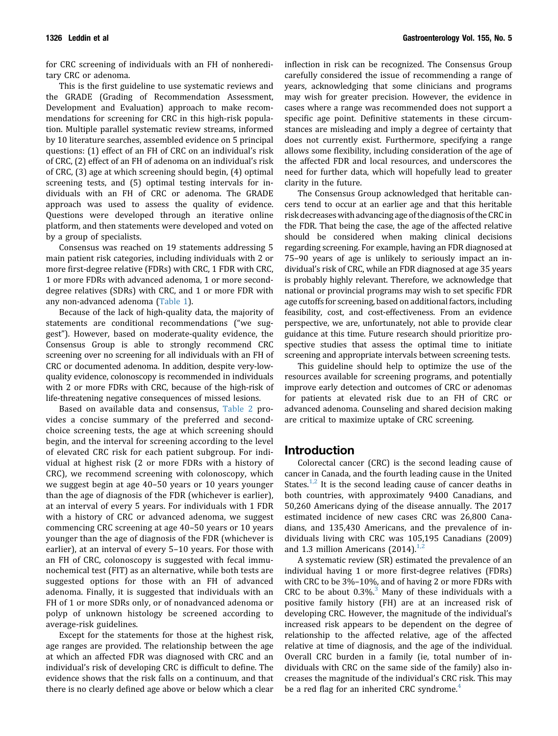for CRC screening of individuals with an FH of nonhereditary CRC or adenoma.

This is the first guideline to use systematic reviews and the GRADE (Grading of Recommendation Assessment, Development and Evaluation) approach to make recommendations for screening for CRC in this high-risk population. Multiple parallel systematic review streams, informed by 10 literature searches, assembled evidence on 5 principal questions: (1) effect of an FH of CRC on an individual's risk of CRC, (2) effect of an FH of adenoma on an individual's risk of CRC, (3) age at which screening should begin, (4) optimal screening tests, and (5) optimal testing intervals for individuals with an FH of CRC or adenoma. The GRADE approach was used to assess the quality of evidence. Questions were developed through an iterative online platform, and then statements were developed and voted on by a group of specialists.

Consensus was reached on 19 statements addressing 5 main patient risk categories, including individuals with 2 or more first-degree relative (FDRs) with CRC, 1 FDR with CRC, 1 or more FDRs with advanced adenoma, 1 or more second-degree relatives (SDRs) with CRC, and 1 or more FDR with any non-advanced adenoma (Table 1).

Because of the lack of high-quality data, the majority of statements are conditional recommendations ("we suggest"). However, based on moderate-quality evidence, the Consensus Group is able to strongly recommend CRC screening over no screening for all individuals with an FH of CRC or documented adenoma. In addition, despite very-low-quality evidence, colonoscopy is recommended in individuals with 2 or more FDRs with CRC, because of the high-risk of life-threatening negative consequences of missed lesions.

Based on available data and consensus, Table 2 provides a concise summary of the preferred and second-choice screening tests, the age at which screening should begin, and the interval for screening according to the level of elevated CRC risk for each patient subgroup. For individual at highest risk (2 or more FDRs with a history of CRC), we recommend screening with colonoscopy, which we suggest begin at age 40–50 years or 10 years younger than the age of diagnosis of the FDR (whichever is earlier), at an interval of every 5 years. For individuals with 1 FDR with a history of CRC or advanced adenoma, we suggest commencing CRC screening at age 40–50 years or 10 years younger than the age of diagnosis of the FDR (whichever is earlier), at an interval of every 5–10 years. For those with an FH of CRC, colonoscopy is suggested with fecal immunochemical test (FIT) as an alternative, while both tests are suggested options for those with an FH of advanced adenoma. Finally, it is suggested that individuals with an FH of 1 or more SDRs only, or of nonadvanced adenoma or polyp of unknown histology be screened according to average-risk guidelines.

Except for the statements for those at the highest risk, age ranges are provided. The relationship between the age at which an affected FDR was diagnosed with CRC and an individual's risk of developing CRC is difficult to define. The evidence shows that the risk falls on a continuum, and that there is no clearly defined age above or below which a clear inflection in risk can be recognized. The Consensus Group carefully considered the issue of recommending a range of years, acknowledging that some clinicians and programs may wish for greater precision. However, the evidence in cases where a range was recommended does not support a specific age point. Definitive statements in these circumstances are misleading and imply a degree of certainty that does not currently exist. Furthermore, specifying a range allows some flexibility, including consideration of the age of the affected FDR and local resources, and underscores the need for further data, which will hopefully lead to greater clarity in the future.

The Consensus Group acknowledged that heritable cancers tend to occur at an earlier age and that this heritable risk decreases with advancing age of the diagnosis of the CRC in the FDR. That being the case, the age of the affected relative should be considered when making clinical decisions regarding screening. For example, having an FDR diagnosed at 75–90 years of age is unlikely to seriously impact an individual's risk of CRC, while an FDR diagnosed at age 35 years is probably highly relevant. Therefore, we acknowledge that national or provincial programs may wish to set specific FDR age cutoffs for screening, based on additional factors, including feasibility, cost, and cost-effectiveness. From an evidence perspective, we are, unfortunately, not able to provide clear guidance at this time. Future research should prioritize prospective studies that assess the optimal time to initiate screening and appropriate intervals between screening tests.

This guideline should help to optimize the use of the resources available for screening programs, and potentially improve early detection and outcomes of CRC or adenomas for patients at elevated risk due to an FH of CRC or advanced adenoma. Counseling and shared decision making are critical to maximize uptake of CRC screening.

## Introduction

Colorectal cancer (CRC) is the second leading cause of cancer in Canada, and the fourth leading cause in the United States.[1,2] It is the second leading cause of cancer deaths in both countries, with approximately 9400 Canadians, and 50,260 Americans dying of the disease annually. The 2017 estimated incidence of new cases CRC was 26,800 Canadians, and 135,430 Americans, and the prevalence of individuals living with CRC was 105,195 Canadians (2009) and 1.3 million Americans (2014).[1,2]

A systematic review (SR) estimated the prevalence of an individual having 1 or more first-degree relatives (FDRs) with CRC to be 3%–10%, and of having 2 or more FDRs with CRC to be about 0.3%.[3] Many of these individuals with a positive family history (FH) are at an increased risk of developing CRC. However, the magnitude of the individual's increased risk appears to be dependent on the degree of relationship to the affected relative, age of the affected relative at time of diagnosis, and the age of the individual. Overall CRC burden in a family (ie, total number of individuals with CRC on the same side of the family) also increases the magnitude of the individual's CRC risk. This may be a red flag for an inherited CRC syndrome.[4]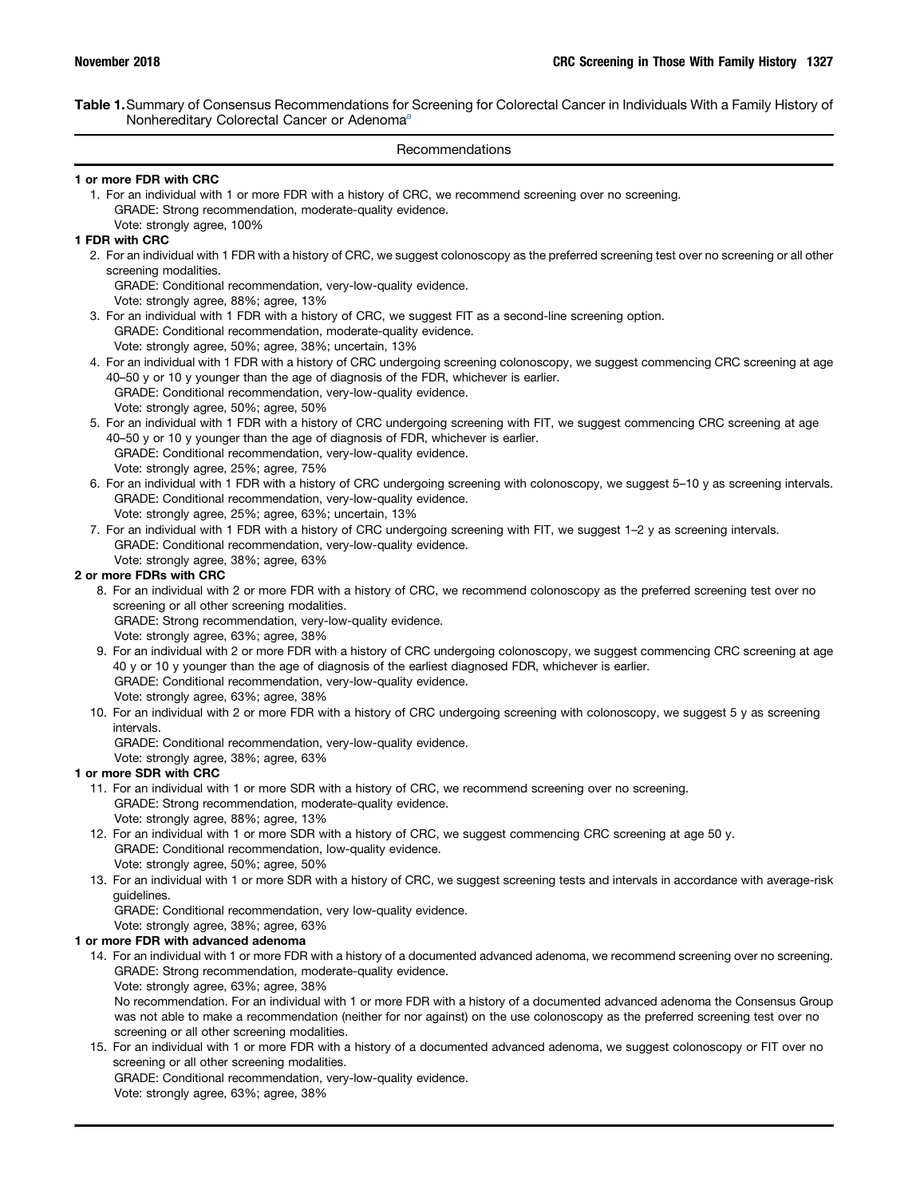**Table 1.** Summary of Consensus Recommendations for Screening for Colorectal Cancer in Individuals With a Family History of Nonhereditary Colorectal Cancer or Adenoma[a]

| Recommendations |
|---|
| **1 or more FDR with CRC** |
| 1. For an individual with 1 or more FDR with a history of CRC, we recommend screening over no screening.<br>GRADE: Strong recommendation, moderate-quality evidence.<br>Vote: strongly agree, 100% |
| **1 FDR with CRC** |
| 2. For an individual with 1 FDR with a history of CRC, we suggest colonoscopy as the preferred screening test over no screening or all other screening modalities.<br>GRADE: Conditional recommendation, very-low-quality evidence.<br>Vote: strongly agree, 88%; agree, 13% |
| 3. For an individual with 1 FDR with a history of CRC, we suggest FIT as a second-line screening option.<br>GRADE: Conditional recommendation, moderate-quality evidence.<br>Vote: strongly agree, 50%; agree, 38%; uncertain, 13% |
| 4. For an individual with 1 FDR with a history of CRC undergoing screening colonoscopy, we suggest commencing CRC screening at age 40–50 y or 10 y younger than the age of diagnosis of the FDR, whichever is earlier.<br>GRADE: Conditional recommendation, very-low-quality evidence.<br>Vote: strongly agree, 50%; agree, 50% |
| 5. For an individual with 1 FDR with a history of CRC undergoing screening with FIT, we suggest commencing CRC screening at age 40–50 y or 10 y younger than the age of diagnosis of FDR, whichever is earlier.<br>GRADE: Conditional recommendation, very-low-quality evidence.<br>Vote: strongly agree, 25%; agree, 75% |
| 6. For an individual with 1 FDR with a history of CRC undergoing screening with colonoscopy, we suggest 5–10 y as screening intervals.<br>GRADE: Conditional recommendation, very-low-quality evidence.<br>Vote: strongly agree, 25%; agree, 63%; uncertain, 13% |
| 7. For an individual with 1 FDR with a history of CRC undergoing screening with FIT, we suggest 1–2 y as screening intervals.<br>GRADE: Conditional recommendation, very-low-quality evidence.<br>Vote: strongly agree, 38%; agree, 63% |
| **2 or more FDRs with CRC** |
| 8. For an individual with 2 or more FDR with a history of CRC, we recommend colonoscopy as the preferred screening test over no screening or all other screening modalities.<br>GRADE: Strong recommendation, very-low-quality evidence.<br>Vote: strongly agree, 63%; agree, 38% |
| 9. For an individual with 2 or more FDR with a history of CRC undergoing colonoscopy, we suggest commencing CRC screening at age 40 y or 10 y younger than the age of diagnosis of the earliest diagnosed FDR, whichever is earlier.<br>GRADE: Conditional recommendation, very-low-quality evidence.<br>Vote: strongly agree, 63%; agree, 38% |
| 10. For an individual with 2 or more FDR with a history of CRC undergoing screening with colonoscopy, we suggest 5 y as screening intervals.<br>GRADE: Conditional recommendation, very-low-quality evidence.<br>Vote: strongly agree, 38%; agree, 63% |
| **1 or more SDR with CRC** |
| 11. For an individual with 1 or more SDR with a history of CRC, we recommend screening over no screening.<br>GRADE: Strong recommendation, moderate-quality evidence.<br>Vote: strongly agree, 88%; agree, 13% |
| 12. For an individual with 1 or more SDR with a history of CRC, we suggest commencing CRC screening at age 50 y.<br>GRADE: Conditional recommendation, low-quality evidence.<br>Vote: strongly agree, 50%; agree, 50% |
| 13. For an individual with 1 or more SDR with a history of CRC, we suggest screening tests and intervals in accordance with average-risk guidelines.<br>GRADE: Conditional recommendation, very low-quality evidence.<br>Vote: strongly agree, 38%; agree, 63% |
| **1 or more FDR with advanced adenoma** |
| 14. For an individual with 1 or more FDR with a history of a documented advanced adenoma, we recommend screening over no screening.<br>GRADE: Strong recommendation, moderate-quality evidence.<br>Vote: strongly agree, 63%; agree, 38%<br>No recommendation. For an individual with 1 or more FDR with a history of a documented advanced adenoma the Consensus Group was not able to make a recommendation (neither for nor against) on the use colonoscopy as the preferred screening test over no screening or all other screening modalities. |
| 15. For an individual with 1 or more FDR with a history of a documented advanced adenoma, we suggest colonoscopy or FIT over no screening or all other screening modalities.<br>GRADE: Conditional recommendation, very-low-quality evidence.<br>Vote: strongly agree, 63%; agree, 38% |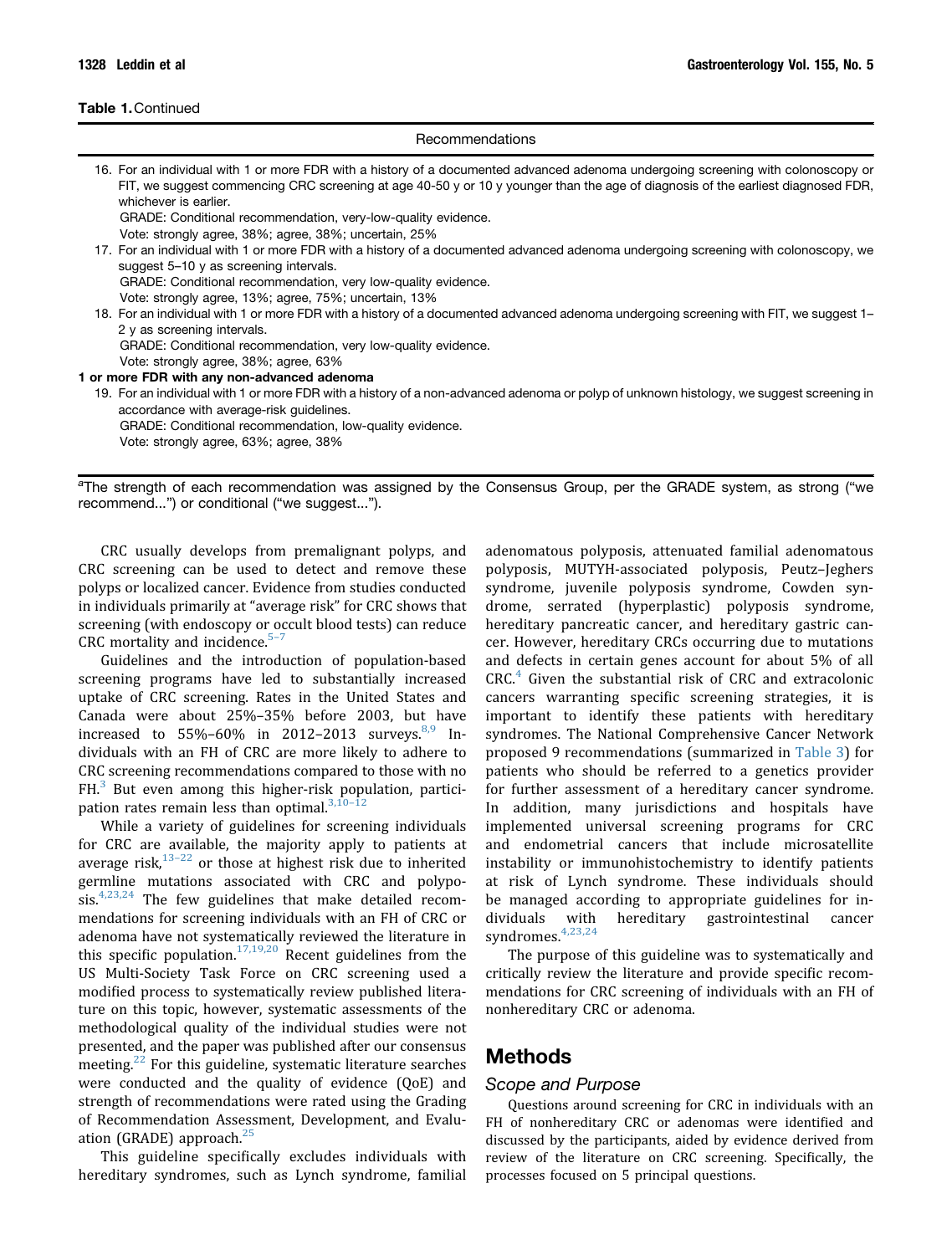**Table 1.** Continued

| Recommendations |
| --- |
| 16. For an individual with 1 or more FDR with a history of a documented advanced adenoma undergoing screening with colonoscopy or FIT, we suggest commencing CRC screening at age 40-50 y or 10 y younger than the age of diagnosis of the earliest diagnosed FDR, whichever is earlier.<br>GRADE: Conditional recommendation, very-low-quality evidence.<br>Vote: strongly agree, 38%; agree, 38%; uncertain, 25% |
| 17. For an individual with 1 or more FDR with a history of a documented advanced adenoma undergoing screening with colonoscopy, we suggest 5–10 y as screening intervals.<br>GRADE: Conditional recommendation, very low-quality evidence.<br>Vote: strongly agree, 13%; agree, 75%; uncertain, 13% |
| 18. For an individual with 1 or more FDR with a history of a documented advanced adenoma undergoing screening with FIT, we suggest 1–2 y as screening intervals.<br>GRADE: Conditional recommendation, very low-quality evidence.<br>Vote: strongly agree, 38%; agree, 63% |
| **1 or more FDR with any non-advanced adenoma** |
| 19. For an individual with 1 or more FDR with a history of a non-advanced adenoma or polyp of unknown histology, we suggest screening in accordance with average-risk guidelines.<br>GRADE: Conditional recommendation, low-quality evidence.<br>Vote: strongly agree, 63%; agree, 38% |

[a]The strength of each recommendation was assigned by the Consensus Group, per the GRADE system, as strong ("we recommend...") or conditional ("we suggest...").

CRC usually develops from premalignant polyps, and CRC screening can be used to detect and remove these polyps or localized cancer. Evidence from studies conducted in individuals primarily at "average risk" for CRC shows that screening (with endoscopy or occult blood tests) can reduce CRC mortality and incidence.[5–7]

Guidelines and the introduction of population-based screening programs have led to substantially increased uptake of CRC screening. Rates in the United States and Canada were about 25%–35% before 2003, but have increased to 55%–60% in 2012–2013 surveys.[8,9] Individuals with an FH of CRC are more likely to adhere to CRC screening recommendations compared to those with no FH.[3] But even among this higher-risk population, participation rates remain less than optimal.[3,10–12]

While a variety of guidelines for screening individuals for CRC are available, the majority apply to patients at average risk,[13–22] or those at highest risk due to inherited germline mutations associated with CRC and polyposis.[4,23,24] The few guidelines that make detailed recommendations for screening individuals with an FH of CRC or adenoma have not systematically reviewed the literature in this specific population.[17,19,20] Recent guidelines from the US Multi-Society Task Force on CRC screening used a modified process to systematically review published literature on this topic, however, systematic assessments of the methodological quality of the individual studies were not presented, and the paper was published after our consensus meeting.[22] For this guideline, systematic literature searches were conducted and the quality of evidence (QoE) and strength of recommendations were rated using the Grading of Recommendation Assessment, Development, and Evaluation (GRADE) approach.[25]

This guideline specifically excludes individuals with hereditary syndromes, such as Lynch syndrome, familial adenomatous polyposis, attenuated familial adenomatous polyposis, MUTYH-associated polyposis, Peutz–Jeghers syndrome, juvenile polyposis syndrome, Cowden syndrome, serrated (hyperplastic) polyposis syndrome, hereditary pancreatic cancer, and hereditary gastric cancer. However, hereditary CRCs occurring due to mutations and defects in certain genes account for about 5% of all CRC.[4] Given the substantial risk of CRC and extracolonic cancers warranting specific screening strategies, it is important to identify these patients with hereditary syndromes. The National Comprehensive Cancer Network proposed 9 recommendations (summarized in Table 3) for patients who should be referred to a genetics provider for further assessment of a hereditary cancer syndrome. In addition, many jurisdictions and hospitals have implemented universal screening programs for CRC and endometrial cancers that include microsatellite instability or immunohistochemistry to identify patients at risk of Lynch syndrome. These individuals should be managed according to appropriate guidelines for individuals with hereditary gastrointestinal cancer syndromes.[4,23,24]

The purpose of this guideline was to systematically and critically review the literature and provide specific recommendations for CRC screening of individuals with an FH of nonhereditary CRC or adenoma.

## Methods

### Scope and Purpose

Questions around screening for CRC in individuals with an FH of nonhereditary CRC or adenomas were identified and discussed by the participants, aided by evidence derived from review of the literature on CRC screening. Specifically, the processes focused on 5 principal questions.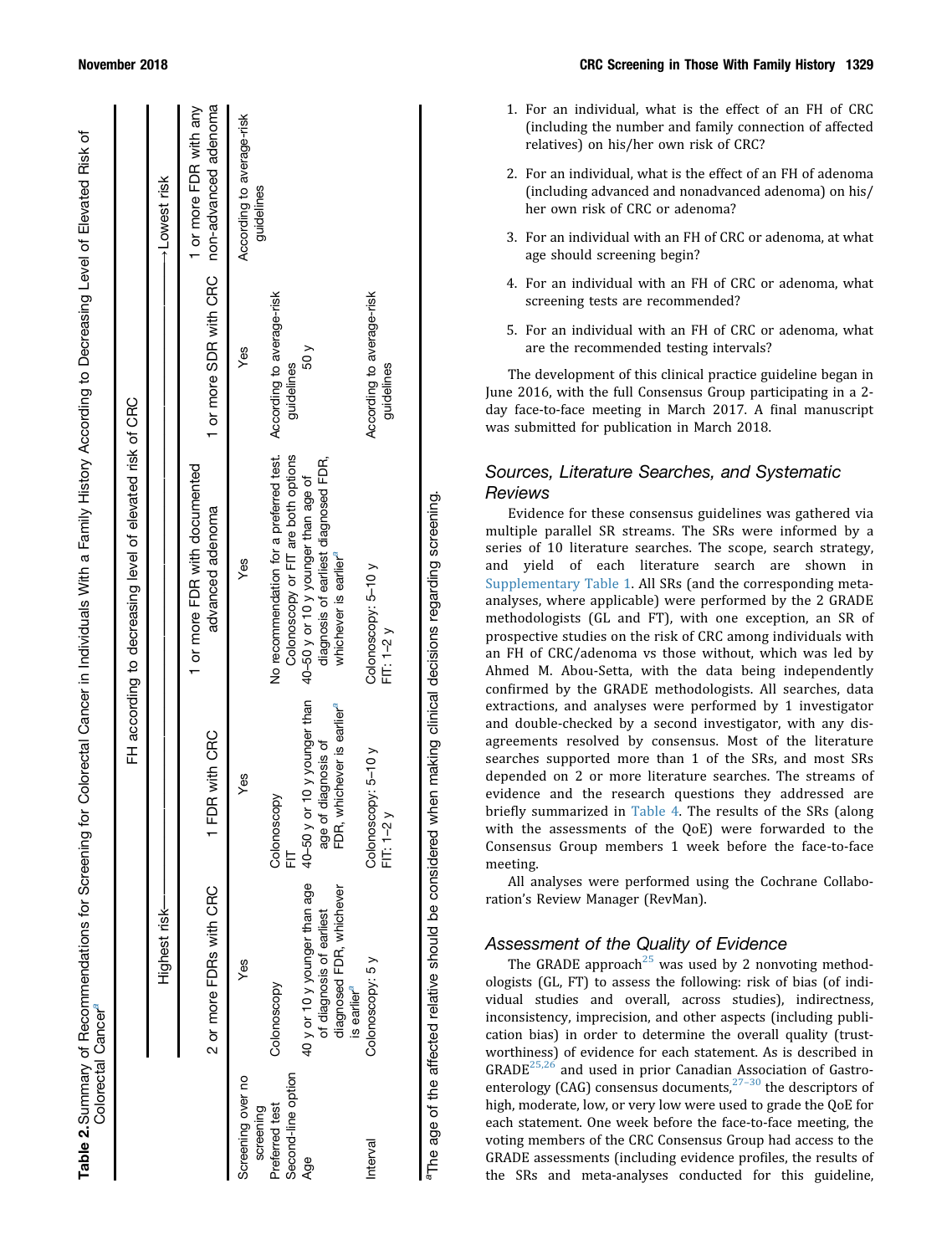**Table 2.** Summary of Recommendations for Screening for Colorectal Cancer in Individuals With a Family History According to Decreasing Level of Elevated Risk of Colorectal Cancer[a]

| | FH according to decreasing level of elevated risk of CRC | | | | |
|---|---|---|---|---|---|
| | Highest risk ⟶ | | | | ⟶ Lowest risk |
| | 2 or more FDRs with CRC | 1 FDR with CRC | 1 or more FDR with documented advanced adenoma | 1 or more SDR with CRC | 1 or more FDR with any non-advanced adenoma |
| Screening over no screening | Yes | Yes | Yes | Yes | According to average-risk guidelines |
| Preferred test | Colonoscopy | Colonoscopy | No recommendation for a preferred test. Colonoscopy or FIT are both options | According to average-risk guidelines | |
| Second-line option | | FIT | | | |
| Age | 40 y or 10 y younger than age of diagnosis of earliest diagnosed FDR, whichever is earlier[a] | 40–50 y or 10 y younger than age of diagnosis of FDR, whichever is earlier[a] | 40–50 y or 10 y younger than age of diagnosis of earliest diagnosed FDR, whichever is earlier[a] | 50 y | |
| Interval | Colonoscopy: 5 y | Colonoscopy: 5–10 y<br>FIT: 1–2 y | Colonoscopy: 5–10 y<br>FIT: 1–2 y | According to average-risk guidelines | |

[a]The age of the affected relative should be considered when making clinical decisions regarding screening.

1. For an individual, what is the effect of an FH of CRC (including the number and family connection of affected relatives) on his/her own risk of CRC?
2. For an individual, what is the effect of an FH of adenoma (including advanced and nonadvanced adenoma) on his/her own risk of CRC or adenoma?
3. For an individual with an FH of CRC or adenoma, at what age should screening begin?
4. For an individual with an FH of CRC or adenoma, what screening tests are recommended?
5. For an individual with an FH of CRC or adenoma, what are the recommended testing intervals?

The development of this clinical practice guideline began in June 2016, with the full Consensus Group participating in a 2-day face-to-face meeting in March 2017. A final manuscript was submitted for publication in March 2018.

## Sources, Literature Searches, and Systematic Reviews

Evidence for these consensus guidelines was gathered via multiple parallel SR streams. The SRs were informed by a series of 10 literature searches. The scope, search strategy, and yield of each literature search are shown in Supplementary Table 1. All SRs (and the corresponding meta-analyses, where applicable) were performed by the 2 GRADE methodologists (GL and FT), with one exception, an SR of prospective studies on the risk of CRC among individuals with an FH of CRC/adenoma vs those without, which was led by Ahmed M. Abou-Setta, with the data being independently confirmed by the GRADE methodologists. All searches, data extractions, and analyses were performed by 1 investigator and double-checked by a second investigator, with any disagreements resolved by consensus. Most of the literature searches supported more than 1 of the SRs, and most SRs depended on 2 or more literature searches. The streams of evidence and the research questions they addressed are briefly summarized in Table 4. The results of the SRs (along with the assessments of the QoE) were forwarded to the Consensus Group members 1 week before the face-to-face meeting.

All analyses were performed using the Cochrane Collaboration's Review Manager (RevMan).

## Assessment of the Quality of Evidence

The GRADE approach[25] was used by 2 nonvoting methodologists (GL, FT) to assess the following: risk of bias (of individual studies and overall, across studies), indirectness, inconsistency, imprecision, and other aspects (including publication bias) in order to determine the overall quality (trustworthiness) of evidence for each statement. As is described in GRADE[25,26] and used in prior Canadian Association of Gastroenterology (CAG) consensus documents,[27–30] the descriptors of high, moderate, low, or very low were used to grade the QoE for each statement. One week before the face-to-face meeting, the voting members of the CRC Consensus Group had access to the GRADE assessments (including evidence profiles, the results of the SRs and meta-analyses conducted for this guideline,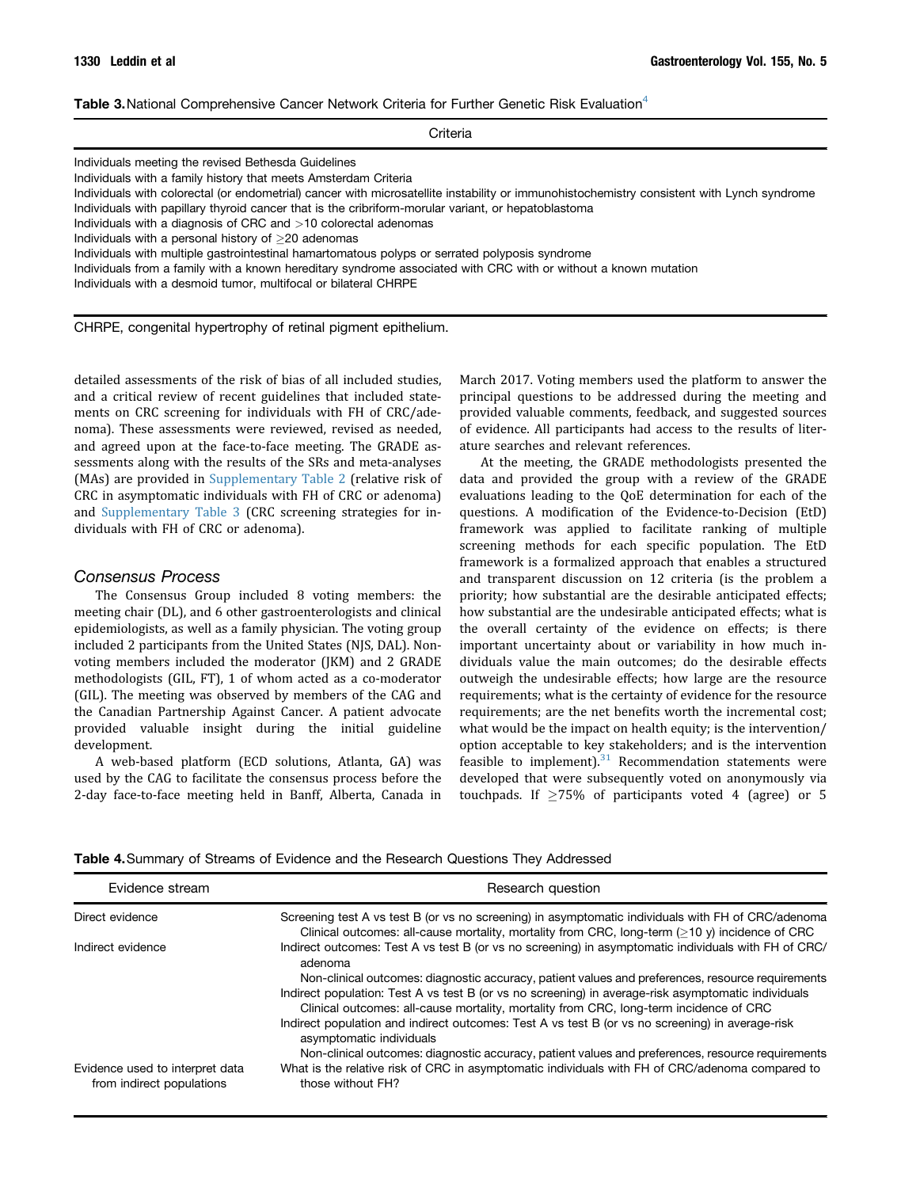**Table 3.** National Comprehensive Cancer Network Criteria for Further Genetic Risk Evaluation[4]

| Criteria |
| --- |
| Individuals meeting the revised Bethesda Guidelines |
| Individuals with a family history that meets Amsterdam Criteria |
| Individuals with colorectal (or endometrial) cancer with microsatellite instability or immunohistochemistry consistent with Lynch syndrome |
| Individuals with papillary thyroid cancer that is the cribriform-morular variant, or hepatoblastoma |
| Individuals with a diagnosis of CRC and >10 colorectal adenomas |
| Individuals with a personal history of ≥20 adenomas |
| Individuals with multiple gastrointestinal hamartomatous polyps or serrated polyposis syndrome |
| Individuals from a family with a known hereditary syndrome associated with CRC with or without a known mutation |
| Individuals with a desmoid tumor, multifocal or bilateral CHRPE |

CHRPE, congenital hypertrophy of retinal pigment epithelium.

detailed assessments of the risk of bias of all included studies, and a critical review of recent guidelines that included statements on CRC screening for individuals with FH of CRC/adenoma). These assessments were reviewed, revised as needed, and agreed upon at the face-to-face meeting. The GRADE assessments along with the results of the SRs and meta-analyses (MAs) are provided in Supplementary Table 2 (relative risk of CRC in asymptomatic individuals with FH of CRC or adenoma) and Supplementary Table 3 (CRC screening strategies for individuals with FH of CRC or adenoma).

## Consensus Process

The Consensus Group included 8 voting members: the meeting chair (DL), and 6 other gastroenterologists and clinical epidemiologists, as well as a family physician. The voting group included 2 participants from the United States (NJS, DAL). Nonvoting members included the moderator (JKM) and 2 GRADE methodologists (GIL, FT), 1 of whom acted as a co-moderator (GIL). The meeting was observed by members of the CAG and the Canadian Partnership Against Cancer. A patient advocate provided valuable insight during the initial guideline development.

A web-based platform (ECD solutions, Atlanta, GA) was used by the CAG to facilitate the consensus process before the 2-day face-to-face meeting held in Banff, Alberta, Canada in March 2017. Voting members used the platform to answer the principal questions to be addressed during the meeting and provided valuable comments, feedback, and suggested sources of evidence. All participants had access to the results of literature searches and relevant references.

At the meeting, the GRADE methodologists presented the data and provided the group with a review of the GRADE evaluations leading to the QoE determination for each of the questions. A modification of the Evidence-to-Decision (EtD) framework was applied to facilitate ranking of multiple screening methods for each specific population. The EtD framework is a formalized approach that enables a structured and transparent discussion on 12 criteria (is the problem a priority; how substantial are the desirable anticipated effects; how substantial are the undesirable anticipated effects; what is the overall certainty of the evidence on effects; is there important uncertainty about or variability in how much individuals value the main outcomes; do the desirable effects outweigh the undesirable effects; how large are the resource requirements; what is the certainty of evidence for the resource requirements; are the net benefits worth the incremental cost; what would be the impact on health equity; is the intervention/option acceptable to key stakeholders; and is the intervention feasible to implement).[31] Recommendation statements were developed that were subsequently voted on anonymously via touchpads. If ≥75% of participants voted 4 (agree) or 5

**Table 4.** Summary of Streams of Evidence and the Research Questions They Addressed

| Evidence stream | Research question |
| --- | --- |
| Direct evidence | Screening test A vs test B (or vs no screening) in asymptomatic individuals with FH of CRC/adenoma<br>Clinical outcomes: all-cause mortality, mortality from CRC, long-term (≥10 y) incidence of CRC |
| Indirect evidence | Indirect outcomes: Test A vs test B (or vs no screening) in asymptomatic individuals with FH of CRC/adenoma<br>Non-clinical outcomes: diagnostic accuracy, patient values and preferences, resource requirements<br>Indirect population: Test A vs test B (or vs no screening) in average-risk asymptomatic individuals<br>Clinical outcomes: all-cause mortality, mortality from CRC, long-term incidence of CRC<br>Indirect population and indirect outcomes: Test A vs test B (or vs no screening) in average-risk asymptomatic individuals<br>Non-clinical outcomes: diagnostic accuracy, patient values and preferences, resource requirements |
| Evidence used to interpret data from indirect populations | What is the relative risk of CRC in asymptomatic individuals with FH of CRC/adenoma compared to those without FH? |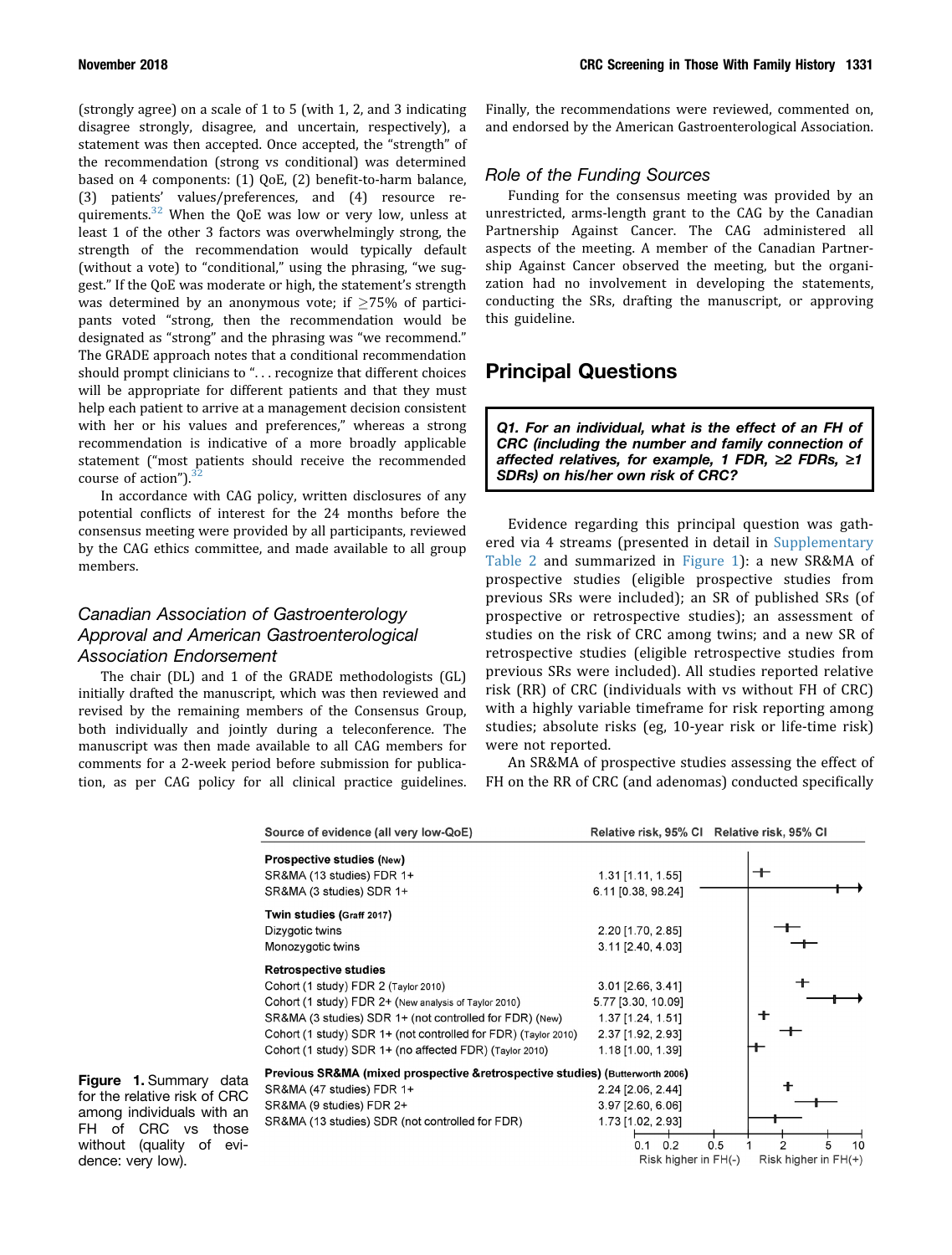(strongly agree) on a scale of 1 to 5 (with 1, 2, and 3 indicating disagree strongly, disagree, and uncertain, respectively), a statement was then accepted. Once accepted, the "strength" of the recommendation (strong vs conditional) was determined based on 4 components: (1) QoE, (2) benefit-to-harm balance, (3) patients' values/preferences, and (4) resource requirements.[32] When the QoE was low or very low, unless at least 1 of the other 3 factors was overwhelmingly strong, the strength of the recommendation would typically default (without a vote) to "conditional," using the phrasing, "we suggest." If the QoE was moderate or high, the statement's strength was determined by an anonymous vote; if ≥75% of participants voted "strong, then the recommendation would be designated as "strong" and the phrasing was "we recommend." The GRADE approach notes that a conditional recommendation should prompt clinicians to ". . . recognize that different choices will be appropriate for different patients and that they must help each patient to arrive at a management decision consistent with her or his values and preferences," whereas a strong recommendation is indicative of a more broadly applicable statement ("most patients should receive the recommended course of action").[32]

In accordance with CAG policy, written disclosures of any potential conflicts of interest for the 24 months before the consensus meeting were provided by all participants, reviewed by the CAG ethics committee, and made available to all group members.

### Canadian Association of Gastroenterology Approval and American Gastroenterological Association Endorsement

The chair (DL) and 1 of the GRADE methodologists (GL) initially drafted the manuscript, which was then reviewed and revised by the remaining members of the Consensus Group, both individually and jointly during a teleconference. The manuscript was then made available to all CAG members for comments for a 2-week period before submission for publication, as per CAG policy for all clinical practice guidelines. Finally, the recommendations were reviewed, commented on, and endorsed by the American Gastroenterological Association.

### Role of the Funding Sources

Funding for the consensus meeting was provided by an unrestricted, arms-length grant to the CAG by the Canadian Partnership Against Cancer. The CAG administered all aspects of the meeting. A member of the Canadian Partnership Against Cancer observed the meeting, but the organization had no involvement in developing the statements, conducting the SRs, drafting the manuscript, or approving this guideline.

## Principal Questions

> ***Q1. For an individual, what is the effect of an FH of CRC (including the number and family connection of affected relatives, for example, 1 FDR, ≥2 FDRs, ≥1 SDRs) on his/her own risk of CRC?***

Evidence regarding this principal question was gathered via 4 streams (presented in detail in Supplementary Table 2 and summarized in Figure 1): a new SR&MA of prospective studies (eligible prospective studies from previous SRs were included); an SR of published SRs (of prospective or retrospective studies); an assessment of studies on the risk of CRC among twins; and a new SR of retrospective studies (eligible retrospective studies from previous SRs were included). All studies reported relative risk (RR) of CRC (individuals with vs without FH of CRC) with a highly variable timeframe for risk reporting among studies; absolute risks (eg, 10-year risk or life-time risk) were not reported.

An SR&MA of prospective studies assessing the effect of FH on the RR of CRC (and adenomas) conducted specifically

| Source of evidence (all very low-QoE) | Relative risk, 95% CI |
|---|---|
| **Prospective studies (New)** | |
| SR&MA (13 studies) FDR 1+ | 1.31 [1.11, 1.55] |
| SR&MA (3 studies) SDR 1+ | 6.11 [0.38, 98.24] |
| **Twin studies (Graff 2017)** | |
| Dizygotic twins | 2.20 [1.70, 2.85] |
| Monozygotic twins | 3.11 [2.40, 4.03] |
| **Retrospective studies** | |
| Cohort (1 study) FDR 2 (Taylor 2010) | 3.01 [2.66, 3.41] |
| Cohort (1 study) FDR 2+ (New analysis of Taylor 2010) | 5.77 [3.30, 10.09] |
| SR&MA (3 studies) SDR 1+ (not controlled for FDR) (New) | 1.37 [1.24, 1.51] |
| Cohort (1 study) SDR 1+ (not controlled for FDR) (Taylor 2010) | 2.37 [1.92, 2.93] |
| Cohort (1 study) SDR 1+ (no affected FDR) (Taylor 2010) | 1.18 [1.00, 1.39] |
| **Previous SR&MA (mixed prospective &retrospective studies) (Butterworth 2006)** | |
| SR&MA (47 studies) FDR 1+ | 2.24 [2.06, 2.44] |
| SR&MA (9 studies) FDR 2+ | 3.97 [2.60, 6.06] |
| SR&MA (13 studies) SDR (not controlled for FDR) | 1.73 [1.02, 2.93] |

**Figure 1.** Summary data for the relative risk of CRC among individuals with an FH of CRC vs those without (quality of evidence: very low).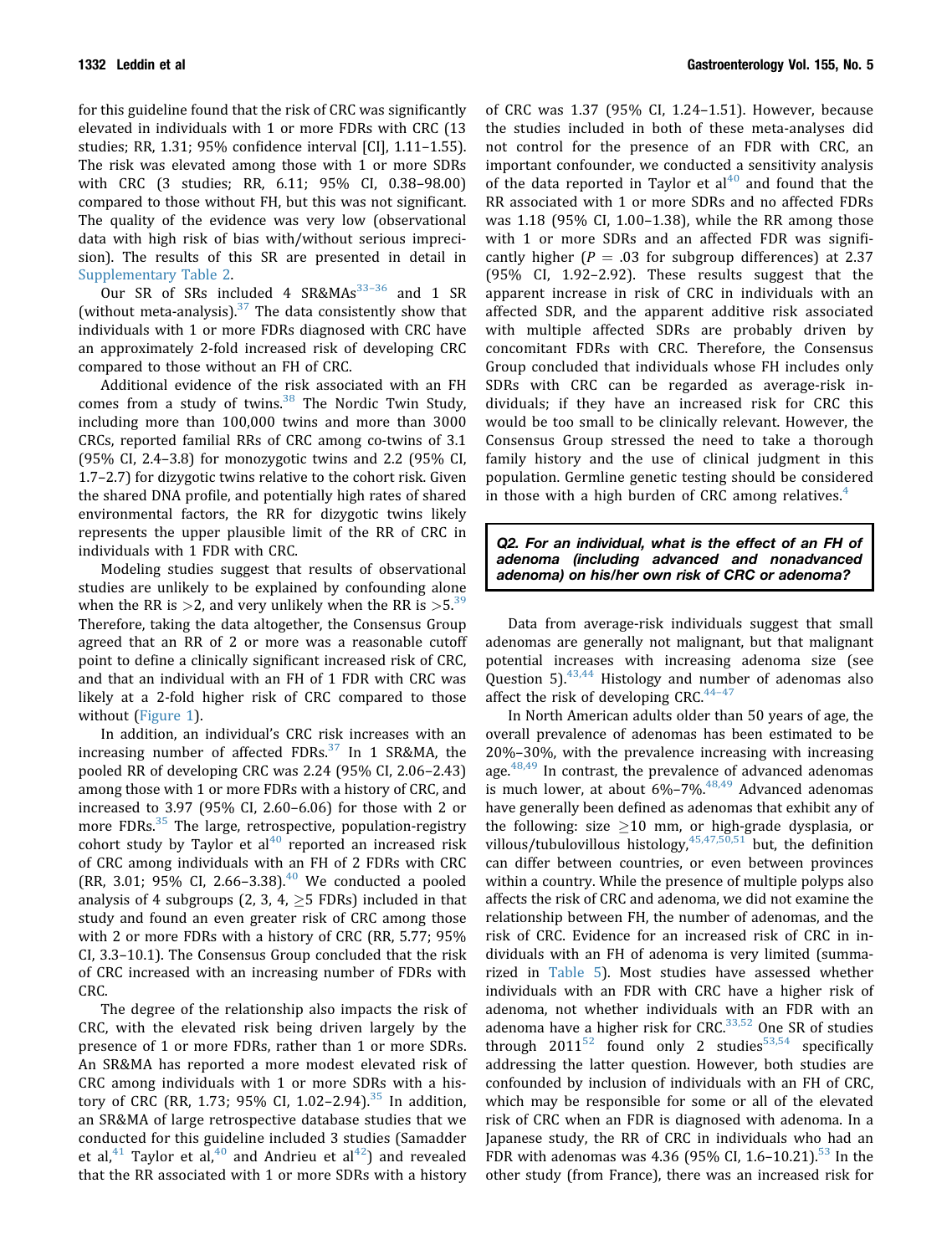for this guideline found that the risk of CRC was significantly elevated in individuals with 1 or more FDRs with CRC (13 studies; RR, 1.31; 95% confidence interval [CI], 1.11–1.55). The risk was elevated among those with 1 or more SDRs with CRC (3 studies; RR, 6.11; 95% CI, 0.38–98.00) compared to those without FH, but this was not significant. The quality of the evidence was very low (observational data with high risk of bias with/without serious imprecision). The results of this SR are presented in detail in Supplementary Table 2.

Our SR of SRs included 4 SR&MAs[33–36] and 1 SR (without meta-analysis).[37] The data consistently show that individuals with 1 or more FDRs diagnosed with CRC have an approximately 2-fold increased risk of developing CRC compared to those without an FH of CRC.

Additional evidence of the risk associated with an FH comes from a study of twins.[38] The Nordic Twin Study, including more than 100,000 twins and more than 3000 CRCs, reported familial RRs of CRC among co-twins of 3.1 (95% CI, 2.4–3.8) for monozygotic twins and 2.2 (95% CI, 1.7–2.7) for dizygotic twins relative to the cohort risk. Given the shared DNA profile, and potentially high rates of shared environmental factors, the RR for dizygotic twins likely represents the upper plausible limit of the RR of CRC in individuals with 1 FDR with CRC.

Modeling studies suggest that results of observational studies are unlikely to be explained by confounding alone when the RR is $>2$, and very unlikely when the RR is $>5$.[39] Therefore, taking the data altogether, the Consensus Group agreed that an RR of 2 or more was a reasonable cutoff point to define a clinically significant increased risk of CRC, and that an individual with an FH of 1 FDR with CRC was likely at a 2-fold higher risk of CRC compared to those without (Figure 1).

In addition, an individual's CRC risk increases with an increasing number of affected FDRs.[37] In 1 SR&MA, the pooled RR of developing CRC was 2.24 (95% CI, 2.06–2.43) among those with 1 or more FDRs with a history of CRC, and increased to 3.97 (95% CI, 2.60–6.06) for those with 2 or more FDRs.[35] The large, retrospective, population-registry cohort study by Taylor et al[40] reported an increased risk of CRC among individuals with an FH of 2 FDRs with CRC (RR, 3.01; 95% CI, 2.66–3.38).[40] We conducted a pooled analysis of 4 subgroups (2, 3, 4, $\geq$5 FDRs) included in that study and found an even greater risk of CRC among those with 2 or more FDRs with a history of CRC (RR, 5.77; 95% CI, 3.3–10.1). The Consensus Group concluded that the risk of CRC increased with an increasing number of FDRs with CRC.

The degree of the relationship also impacts the risk of CRC, with the elevated risk being driven largely by the presence of 1 or more FDRs, rather than 1 or more SDRs. An SR&MA has reported a more modest elevated risk of CRC among individuals with 1 or more SDRs with a history of CRC (RR, 1.73; 95% CI, 1.02–2.94).[35] In addition, an SR&MA of large retrospective database studies that we conducted for this guideline included 3 studies (Samadder et al,[41] Taylor et al,[40] and Andrieu et al[42]) and revealed that the RR associated with 1 or more SDRs with a history of CRC was 1.37 (95% CI, 1.24–1.51). However, because the studies included in both of these meta-analyses did not control for the presence of an FDR with CRC, an important confounder, we conducted a sensitivity analysis of the data reported in Taylor et al[40] and found that the RR associated with 1 or more SDRs and no affected FDRs was 1.18 (95% CI, 1.00–1.38), while the RR among those with 1 or more SDRs and an affected FDR was significantly higher ($P$ = .03 for subgroup differences) at 2.37 (95% CI, 1.92–2.92). These results suggest that the apparent increase in risk of CRC in individuals with an affected SDR, and the apparent additive risk associated with multiple affected SDRs are probably driven by concomitant FDRs with CRC. Therefore, the Consensus Group concluded that individuals whose FH includes only SDRs with CRC can be regarded as average-risk individuals; if they have an increased risk for CRC this would be too small to be clinically relevant. However, the Consensus Group stressed the need to take a thorough family history and the use of clinical judgment in this population. Germline genetic testing should be considered in those with a high burden of CRC among relatives.[4]

**_Q2. For an individual, what is the effect of an FH of adenoma (including advanced and nonadvanced adenoma) on his/her own risk of CRC or adenoma?_**

Data from average-risk individuals suggest that small adenomas are generally not malignant, but that malignant potential increases with increasing adenoma size (see Question 5).[43,44] Histology and number of adenomas also affect the risk of developing CRC.[44–47]

In North American adults older than 50 years of age, the overall prevalence of adenomas has been estimated to be 20%–30%, with the prevalence increasing with increasing age.[48,49] In contrast, the prevalence of advanced adenomas is much lower, at about 6%–7%.[48,49] Advanced adenomas have generally been defined as adenomas that exhibit any of the following: size $\geq$10 mm, or high-grade dysplasia, or villous/tubulovillous histology,[45,47,50,51] but, the definition can differ between countries, or even between provinces within a country. While the presence of multiple polyps also affects the risk of CRC and adenoma, we did not examine the relationship between FH, the number of adenomas, and the risk of CRC. Evidence for an increased risk of CRC in individuals with an FH of adenoma is very limited (summarized in Table 5). Most studies have assessed whether individuals with an FDR with CRC have a higher risk of adenoma, not whether individuals with an FDR with an adenoma have a higher risk for CRC.[33,52] One SR of studies through 2011[52] found only 2 studies[53,54] specifically addressing the latter question. However, both studies are confounded by inclusion of individuals with an FH of CRC, which may be responsible for some or all of the elevated risk of CRC when an FDR is diagnosed with adenoma. In a Japanese study, the RR of CRC in individuals who had an FDR with adenomas was 4.36 (95% CI, 1.6–10.21).[53] In the other study (from France), there was an increased risk for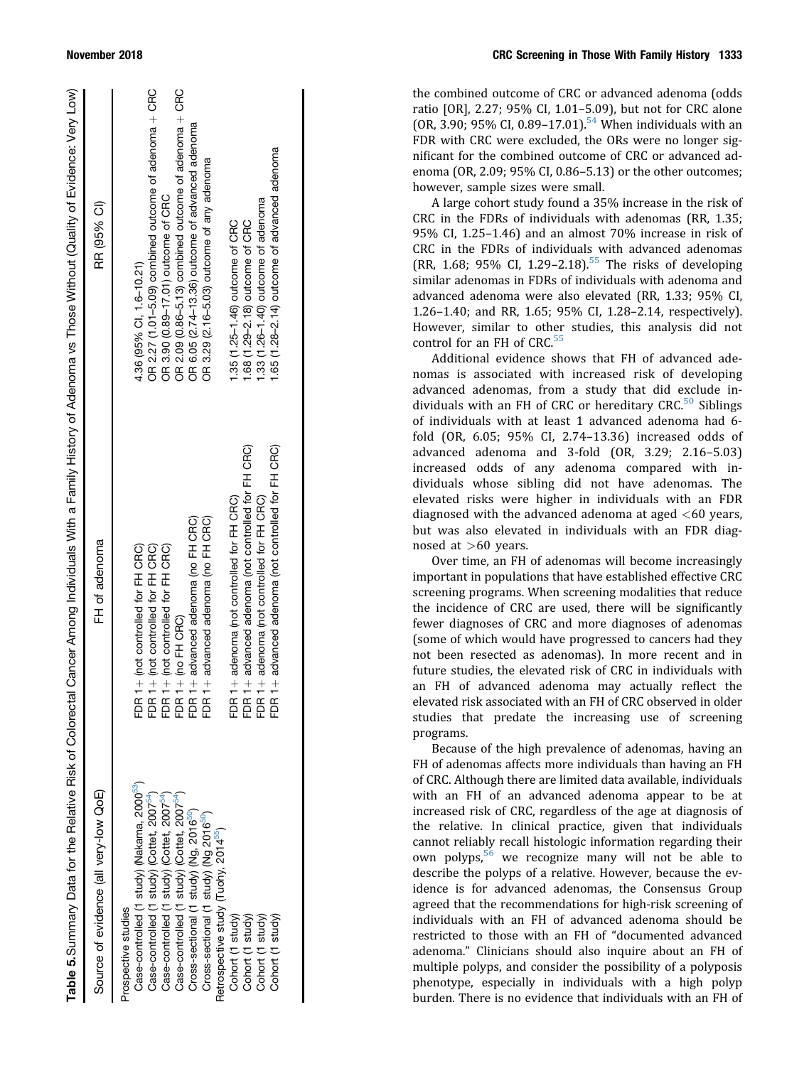**Table 5.** Summary Data for the Relative Risk of Colorectal Cancer Among Individuals With a Family History of Adenoma vs Those Without (Quality of Evidence: Very Low)

| Source of evidence (all very-low QoE) | FH of adenoma | RR (95% CI) |
| --- | --- | --- |
| Prospective studies | | |
| Case-controlled (1 study) (Nakama, 2000[53]) | FDR 1+ (not controlled for FH CRC) | 4.36 (95% CI, 1.6–10.21) |
| Case-controlled (1 study) (Cottet, 2007[54]) | FDR 1+ (not controlled for FH CRC) | OR 2.27 (1.01–5.09) combined outcome of adenoma + CRC |
| Case-controlled (1 study) (Cottet, 2007[54]) | FDR 1+ (not controlled for FH CRC) | OR 3.90 (0.89–17.01) outcome of CRC |
| Case-controlled (1 study) (Cottet, 2007[54]) | FDR 1+ (no FH CRC) | OR 2.09 (0.86–5.13) combined outcome of adenoma + CRC |
| Cross-sectional (1 study) (Ng, 2016[50]) | FDR 1+ advanced adenoma (no FH CRC) | OR 6.05 (2.74–13.36) outcome of advanced adenoma |
| Cross-sectional (1 study) (Ng 2016[50]) | FDR 1+ advanced adenoma (no FH CRC) | OR 3.29 (2.16–5.03) outcome of any adenoma |
| Retrospective study (Tuohy, 2014[55]) | | |
| Cohort (1 study) | FDR 1+ adenoma (not controlled for FH CRC) | 1.35 (1.25–1.46) outcome of CRC |
| Cohort (1 study) | FDR 1+ advanced adenoma (not controlled for FH CRC) | 1.68 (1.29–2.18) outcome of CRC |
| Cohort (1 study) | FDR 1+ adenoma (not controlled for FH CRC) | 1.33 (1.26–1.40) outcome of adenoma |
| Cohort (1 study) | FDR 1+ advanced adenoma (not controlled for FH CRC) | 1.65 (1.28–2.14) outcome of advanced adenoma |

the combined outcome of CRC or advanced adenoma (odds ratio [OR], 2.27; 95% CI, 1.01–5.09), but not for CRC alone (OR, 3.90; 95% CI, 0.89–17.01).[54] When individuals with an FDR with CRC were excluded, the ORs were no longer significant for the combined outcome of CRC or advanced adenoma (OR, 2.09; 95% CI, 0.86–5.13) or the other outcomes; however, sample sizes were small.

A large cohort study found a 35% increase in the risk of CRC in the FDRs of individuals with adenomas (RR, 1.35; 95% CI, 1.25–1.46) and an almost 70% increase in risk of CRC in the FDRs of individuals with advanced adenomas (RR, 1.68; 95% CI, 1.29–2.18).[55] The risks of developing similar adenomas in FDRs of individuals with adenoma and advanced adenoma were also elevated (RR, 1.33; 95% CI, 1.26–1.40; and RR, 1.65; 95% CI, 1.28–2.14, respectively). However, similar to other studies, this analysis did not control for an FH of CRC.[55]

Additional evidence shows that FH of advanced adenomas is associated with increased risk of developing advanced adenomas, from a study that did exclude individuals with an FH of CRC or hereditary CRC.[50] Siblings of individuals with at least 1 advanced adenoma had 6-fold (OR, 6.05; 95% CI, 2.74–13.36) increased odds of advanced adenoma and 3-fold (OR, 3.29; 2.16–5.03) increased odds of any adenoma compared with individuals whose sibling did not have adenomas. The elevated risks were higher in individuals with an FDR diagnosed with the advanced adenoma at aged <60 years, but was also elevated in individuals with an FDR diagnosed at >60 years.

Over time, an FH of adenomas will become increasingly important in populations that have established effective CRC screening programs. When screening modalities that reduce the incidence of CRC are used, there will be significantly fewer diagnoses of CRC and more diagnoses of adenomas (some of which would have progressed to cancers had they not been resected as adenomas). In more recent and in future studies, the elevated risk of CRC in individuals with an FH of advanced adenoma may actually reflect the elevated risk associated with an FH of CRC observed in older studies that predate the increasing use of screening programs.

Because of the high prevalence of adenomas, having an FH of adenomas affects more individuals than having an FH of CRC. Although there are limited data available, individuals with an FH of an advanced adenoma appear to be at increased risk of CRC, regardless of the age at diagnosis of the relative. In clinical practice, given that individuals cannot reliably recall histologic information regarding their own polyps,[56] we recognize many will not be able to describe the polyps of a relative. However, because the evidence is for advanced adenomas, the Consensus Group agreed that the recommendations for high-risk screening of individuals with an FH of advanced adenoma should be restricted to those with an FH of "documented advanced adenoma." Clinicians should also inquire about an FH of multiple polyps, and consider the possibility of a polyposis phenotype, especially in individuals with a high polyp burden. There is no evidence that individuals with an FH of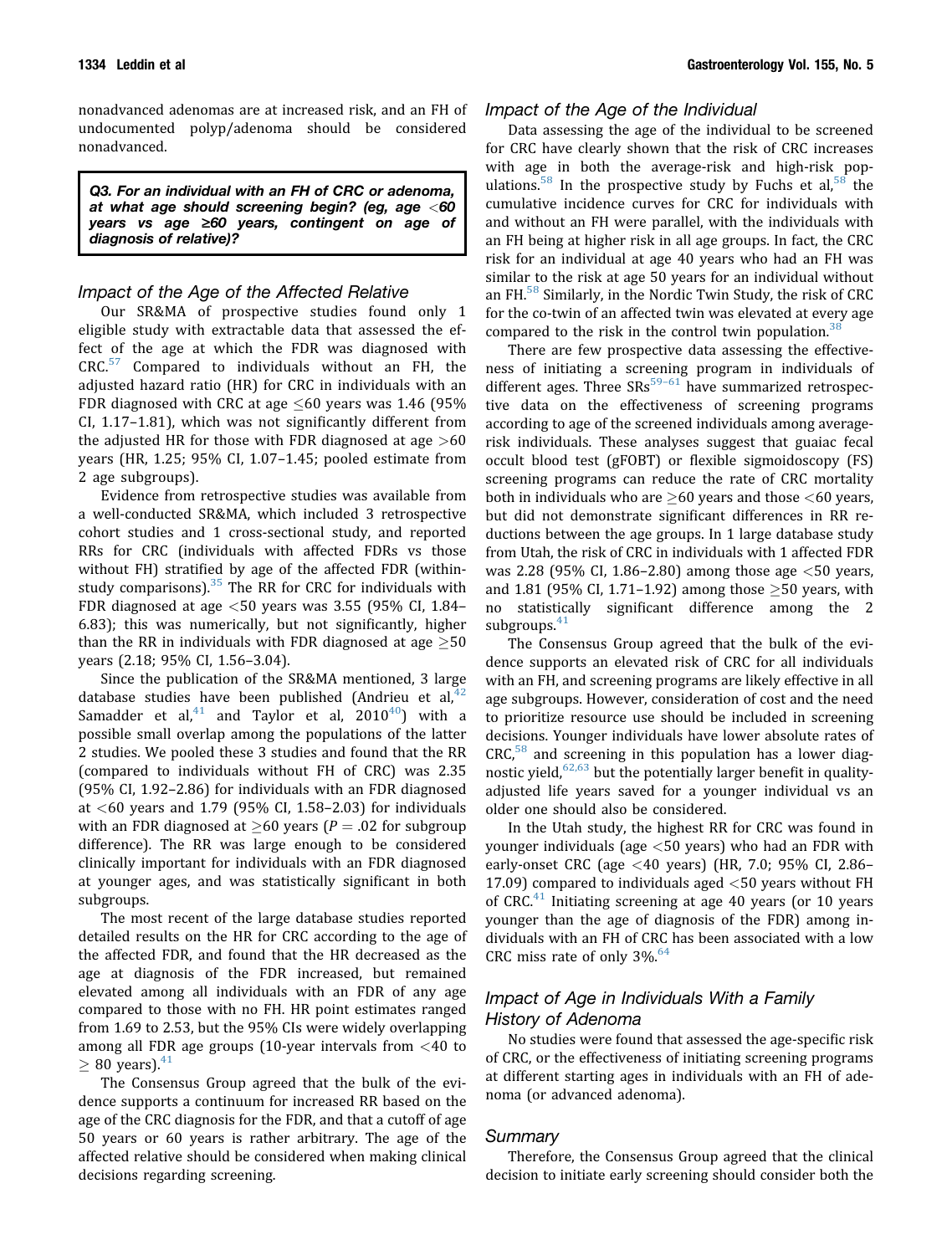nonadvanced adenomas are at increased risk, and an FH of undocumented polyp/adenoma should be considered nonadvanced.

> ***Q3. For an individual with an FH of CRC or adenoma, at what age should screening begin? (eg, age <60 years vs age ≥60 years, contingent on age of diagnosis of relative)?***

### *Impact of the Age of the Affected Relative*

Our SR&MA of prospective studies found only 1 eligible study with extractable data that assessed the effect of the age at which the FDR was diagnosed with CRC.[57] Compared to individuals without an FH, the adjusted hazard ratio (HR) for CRC in individuals with an FDR diagnosed with CRC at age ≤60 years was 1.46 (95% CI, 1.17–1.81), which was not significantly different from the adjusted HR for those with FDR diagnosed at age >60 years (HR, 1.25; 95% CI, 1.07–1.45; pooled estimate from 2 age subgroups).

Evidence from retrospective studies was available from a well-conducted SR&MA, which included 3 retrospective cohort studies and 1 cross-sectional study, and reported RRs for CRC (individuals with affected FDRs vs those without FH) stratified by age of the affected FDR (within-study comparisons).[35] The RR for CRC for individuals with FDR diagnosed at age <50 years was 3.55 (95% CI, 1.84–6.83); this was numerically, but not significantly, higher than the RR in individuals with FDR diagnosed at age ≥50 years (2.18; 95% CI, 1.56–3.04).

Since the publication of the SR&MA mentioned, 3 large database studies have been published (Andrieu et al,[42] Samadder et al,[41] and Taylor et al, 2010[40]) with a possible small overlap among the populations of the latter 2 studies. We pooled these 3 studies and found that the RR (compared to individuals without FH of CRC) was 2.35 (95% CI, 1.92–2.86) for individuals with an FDR diagnosed at <60 years and 1.79 (95% CI, 1.58–2.03) for individuals with an FDR diagnosed at ≥60 years ($P = .02$ for subgroup difference). The RR was large enough to be considered clinically important for individuals with an FDR diagnosed at younger ages, and was statistically significant in both subgroups.

The most recent of the large database studies reported detailed results on the HR for CRC according to the age of the affected FDR, and found that the HR decreased as the age at diagnosis of the FDR increased, but remained elevated among all individuals with an FDR of any age compared to those with no FH. HR point estimates ranged from 1.69 to 2.53, but the 95% CIs were widely overlapping among all FDR age groups (10-year intervals from <40 to ≥ 80 years).[41]

The Consensus Group agreed that the bulk of the evidence supports a continuum for increased RR based on the age of the CRC diagnosis for the FDR, and that a cutoff of age 50 years or 60 years is rather arbitrary. The age of the affected relative should be considered when making clinical decisions regarding screening.

### *Impact of the Age of the Individual*

Data assessing the age of the individual to be screened for CRC have clearly shown that the risk of CRC increases with age in both the average-risk and high-risk populations.[58] In the prospective study by Fuchs et al,[58] the cumulative incidence curves for CRC for individuals with and without an FH were parallel, with the individuals with an FH being at higher risk in all age groups. In fact, the CRC risk for an individual at age 40 years who had an FH was similar to the risk at age 50 years for an individual without an FH.[58] Similarly, in the Nordic Twin Study, the risk of CRC for the co-twin of an affected twin was elevated at every age compared to the risk in the control twin population.[38]

There are few prospective data assessing the effectiveness of initiating a screening program in individuals of different ages. Three SRs[59–61] have summarized retrospective data on the effectiveness of screening programs according to age of the screened individuals among average-risk individuals. These analyses suggest that guaiac fecal occult blood test (gFOBT) or flexible sigmoidoscopy (FS) screening programs can reduce the rate of CRC mortality both in individuals who are ≥60 years and those <60 years, but did not demonstrate significant differences in RR reductions between the age groups. In 1 large database study from Utah, the risk of CRC in individuals with 1 affected FDR was 2.28 (95% CI, 1.86–2.80) among those age <50 years, and 1.81 (95% CI, 1.71–1.92) among those ≥50 years, with no statistically significant difference among the 2 subgroups.[41]

The Consensus Group agreed that the bulk of the evidence supports an elevated risk of CRC for all individuals with an FH, and screening programs are likely effective in all age subgroups. However, consideration of cost and the need to prioritize resource use should be included in screening decisions. Younger individuals have lower absolute rates of CRC,[58] and screening in this population has a lower diagnostic yield,[62,63] but the potentially larger benefit in quality-adjusted life years saved for a younger individual vs an older one should also be considered.

In the Utah study, the highest RR for CRC was found in younger individuals (age <50 years) who had an FDR with early-onset CRC (age <40 years) (HR, 7.0; 95% CI, 2.86–17.09) compared to individuals aged <50 years without FH of CRC.[41] Initiating screening at age 40 years (or 10 years younger than the age of diagnosis of the FDR) among individuals with an FH of CRC has been associated with a low CRC miss rate of only 3%.[64]

### *Impact of Age in Individuals With a Family History of Adenoma*

No studies were found that assessed the age-specific risk of CRC, or the effectiveness of initiating screening programs at different starting ages in individuals with an FH of adenoma (or advanced adenoma).

### *Summary*

Therefore, the Consensus Group agreed that the clinical decision to initiate early screening should consider both the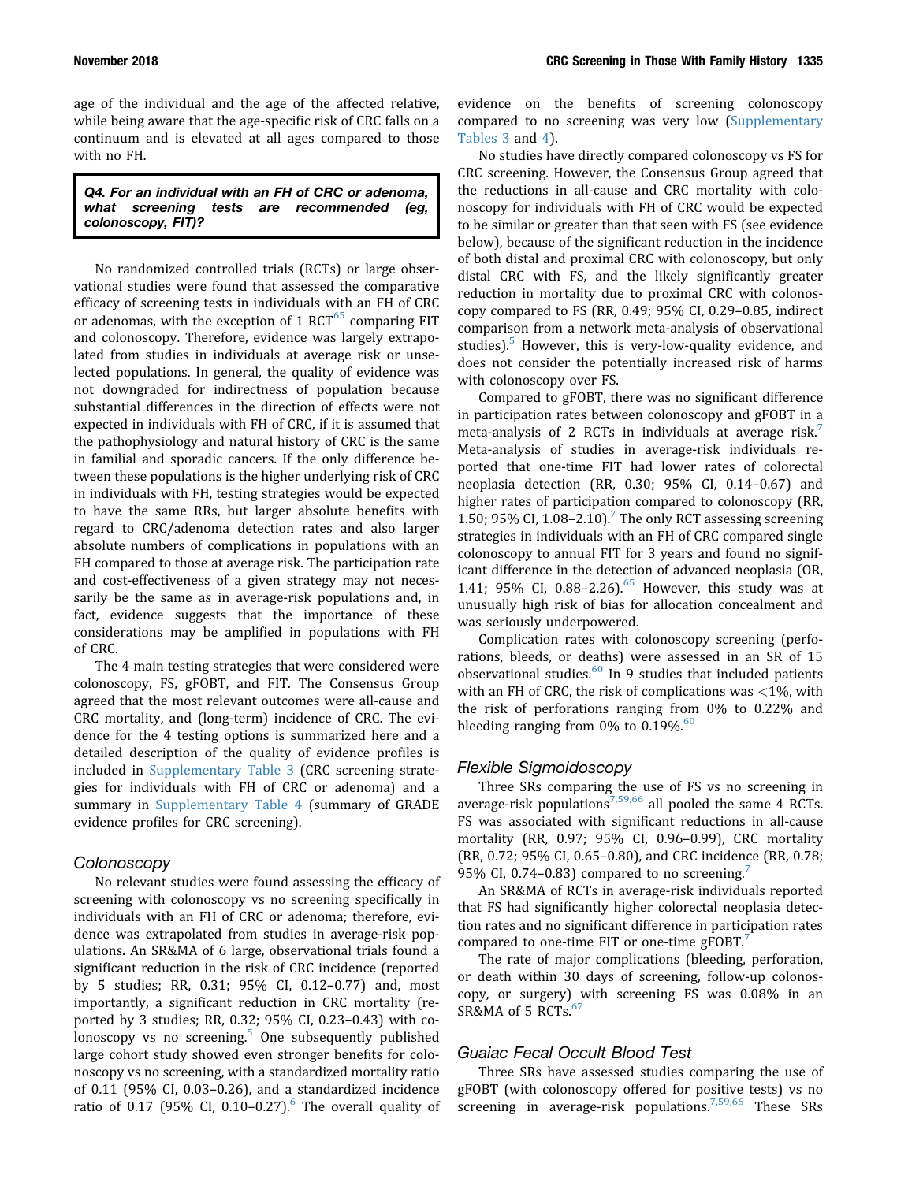age of the individual and the age of the affected relative, while being aware that the age-specific risk of CRC falls on a continuum and is elevated at all ages compared to those with no FH.

> ***Q4. For an individual with an FH of CRC or adenoma, what screening tests are recommended (eg, colonoscopy, FIT)?***

No randomized controlled trials (RCTs) or large observational studies were found that assessed the comparative efficacy of screening tests in individuals with an FH of CRC or adenomas, with the exception of 1 RCT[65] comparing FIT and colonoscopy. Therefore, evidence was largely extrapolated from studies in individuals at average risk or unselected populations. In general, the quality of evidence was not downgraded for indirectness of population because substantial differences in the direction of effects were not expected in individuals with FH of CRC, if it is assumed that the pathophysiology and natural history of CRC is the same in familial and sporadic cancers. If the only difference between these populations is the higher underlying risk of CRC in individuals with FH, testing strategies would be expected to have the same RRs, but larger absolute benefits with regard to CRC/adenoma detection rates and also larger absolute numbers of complications in populations with an FH compared to those at average risk. The participation rate and cost-effectiveness of a given strategy may not necessarily be the same as in average-risk populations and, in fact, evidence suggests that the importance of these considerations may be amplified in populations with FH of CRC.

The 4 main testing strategies that were considered were colonoscopy, FS, gFOBT, and FIT. The Consensus Group agreed that the most relevant outcomes were all-cause and CRC mortality, and (long-term) incidence of CRC. The evidence for the 4 testing options is summarized here and a detailed description of the quality of evidence profiles is included in Supplementary Table 3 (CRC screening strategies for individuals with FH of CRC or adenoma) and a summary in Supplementary Table 4 (summary of GRADE evidence profiles for CRC screening).

### *Colonoscopy*

No relevant studies were found assessing the efficacy of screening with colonoscopy vs no screening specifically in individuals with an FH of CRC or adenoma; therefore, evidence was extrapolated from studies in average-risk populations. An SR&MA of 6 large, observational trials found a significant reduction in the risk of CRC incidence (reported by 5 studies; RR, 0.31; 95% CI, 0.12–0.77) and, most importantly, a significant reduction in CRC mortality (reported by 3 studies; RR, 0.32; 95% CI, 0.23–0.43) with colonoscopy vs no screening.[5] One subsequently published large cohort study showed even stronger benefits for colonoscopy vs no screening, with a standardized mortality ratio of 0.11 (95% CI, 0.03–0.26), and a standardized incidence ratio of 0.17 (95% CI, 0.10–0.27).[6] The overall quality of evidence on the benefits of screening colonoscopy compared to no screening was very low (Supplementary Tables 3 and 4).

No studies have directly compared colonoscopy vs FS for CRC screening. However, the Consensus Group agreed that the reductions in all-cause and CRC mortality with colonoscopy for individuals with FH of CRC would be expected to be similar or greater than that seen with FS (see evidence below), because of the significant reduction in the incidence of both distal and proximal CRC with colonoscopy, but only distal CRC with FS, and the likely significantly greater reduction in mortality due to proximal CRC with colonoscopy compared to FS (RR, 0.49; 95% CI, 0.29–0.85, indirect comparison from a network meta-analysis of observational studies).[5] However, this is very-low-quality evidence, and does not consider the potentially increased risk of harms with colonoscopy over FS.

Compared to gFOBT, there was no significant difference in participation rates between colonoscopy and gFOBT in a meta-analysis of 2 RCTs in individuals at average risk.[7] Meta-analysis of studies in average-risk individuals reported that one-time FIT had lower rates of colorectal neoplasia detection (RR, 0.30; 95% CI, 0.14–0.67) and higher rates of participation compared to colonoscopy (RR, 1.50; 95% CI, 1.08–2.10).[7] The only RCT assessing screening strategies in individuals with an FH of CRC compared single colonoscopy to annual FIT for 3 years and found no significant difference in the detection of advanced neoplasia (OR, 1.41; 95% CI, 0.88–2.26).[65] However, this study was at unusually high risk of bias for allocation concealment and was seriously underpowered.

Complication rates with colonoscopy screening (perforations, bleeds, or deaths) were assessed in an SR of 15 observational studies.[60] In 9 studies that included patients with an FH of CRC, the risk of complications was <1%, with the risk of perforations ranging from 0% to 0.22% and bleeding ranging from 0% to 0.19%.[60]

### *Flexible Sigmoidoscopy*

Three SRs comparing the use of FS vs no screening in average-risk populations[7,59,66] all pooled the same 4 RCTs. FS was associated with significant reductions in all-cause mortality (RR, 0.97; 95% CI, 0.96–0.99), CRC mortality (RR, 0.72; 95% CI, 0.65–0.80), and CRC incidence (RR, 0.78; 95% CI, 0.74–0.83) compared to no screening.[7]

An SR&MA of RCTs in average-risk individuals reported that FS had significantly higher colorectal neoplasia detection rates and no significant difference in participation rates compared to one-time FIT or one-time gFOBT.[7]

The rate of major complications (bleeding, perforation, or death within 30 days of screening, follow-up colonoscopy, or surgery) with screening FS was 0.08% in an SR&MA of 5 RCTs.[67]

### *Guaiac Fecal Occult Blood Test*

Three SRs have assessed studies comparing the use of gFOBT (with colonoscopy offered for positive tests) vs no screening in average-risk populations.[7,59,66] These SRs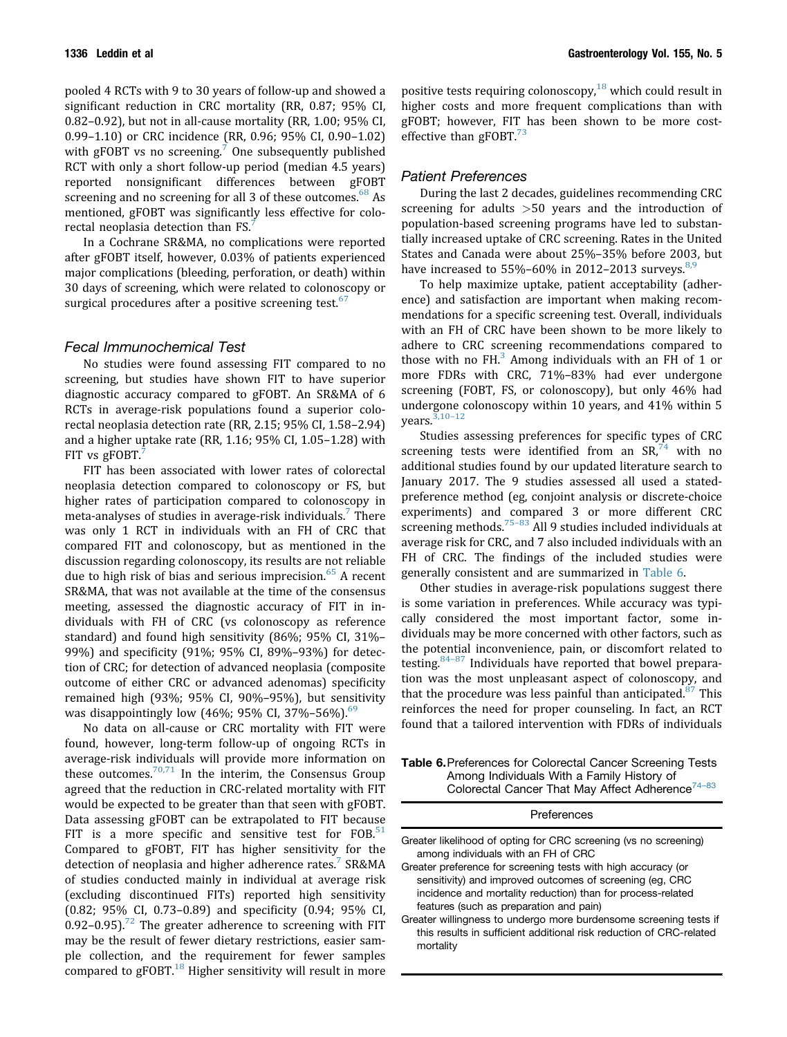pooled 4 RCTs with 9 to 30 years of follow-up and showed a significant reduction in CRC mortality (RR, 0.87; 95% CI, 0.82–0.92), but not in all-cause mortality (RR, 1.00; 95% CI, 0.99–1.10) or CRC incidence (RR, 0.96; 95% CI, 0.90–1.02) with gFOBT vs no screening.[7] One subsequently published RCT with only a short follow-up period (median 4.5 years) reported nonsignificant differences between gFOBT screening and no screening for all 3 of these outcomes.[68] As mentioned, gFOBT was significantly less effective for colorectal neoplasia detection than FS.[7]

In a Cochrane SR&MA, no complications were reported after gFOBT itself, however, 0.03% of patients experienced major complications (bleeding, perforation, or death) within 30 days of screening, which were related to colonoscopy or surgical procedures after a positive screening test.[67]

### Fecal Immunochemical Test

No studies were found assessing FIT compared to no screening, but studies have shown FIT to have superior diagnostic accuracy compared to gFOBT. An SR&MA of 6 RCTs in average-risk populations found a superior colorectal neoplasia detection rate (RR, 2.15; 95% CI, 1.58–2.94) and a higher uptake rate (RR, 1.16; 95% CI, 1.05–1.28) with FIT vs gFOBT.[7]

FIT has been associated with lower rates of colorectal neoplasia detection compared to colonoscopy or FS, but higher rates of participation compared to colonoscopy in meta-analyses of studies in average-risk individuals.[7] There was only 1 RCT in individuals with an FH of CRC that compared FIT and colonoscopy, but as mentioned in the discussion regarding colonoscopy, its results are not reliable due to high risk of bias and serious imprecision.[65] A recent SR&MA, that was not available at the time of the consensus meeting, assessed the diagnostic accuracy of FIT in individuals with FH of CRC (vs colonoscopy as reference standard) and found high sensitivity (86%; 95% CI, 31%–99%) and specificity (91%; 95% CI, 89%–93%) for detection of CRC; for detection of advanced neoplasia (composite outcome of either CRC or advanced adenomas) specificity remained high (93%; 95% CI, 90%–95%), but sensitivity was disappointingly low (46%; 95% CI, 37%–56%).[69]

No data on all-cause or CRC mortality with FIT were found, however, long-term follow-up of ongoing RCTs in average-risk individuals will provide more information on these outcomes.[70,71] In the interim, the Consensus Group agreed that the reduction in CRC-related mortality with FIT would be expected to be greater than that seen with gFOBT. Data assessing gFOBT can be extrapolated to FIT because FIT is a more specific and sensitive test for FOB.[51] Compared to gFOBT, FIT has higher sensitivity for the detection of neoplasia and higher adherence rates.[7] SR&MA of studies conducted mainly in individual at average risk (excluding discontinued FITs) reported high sensitivity (0.82; 95% CI, 0.73–0.89) and specificity (0.94; 95% CI, 0.92–0.95).[72] The greater adherence to screening with FIT may be the result of fewer dietary restrictions, easier sample collection, and the requirement for fewer samples compared to gFOBT.[18] Higher sensitivity will result in more positive tests requiring colonoscopy,[18] which could result in higher costs and more frequent complications than with gFOBT; however, FIT has been shown to be more cost-effective than gFOBT.[73]

### Patient Preferences

During the last 2 decades, guidelines recommending CRC screening for adults >50 years and the introduction of population-based screening programs have led to substantially increased uptake of CRC screening. Rates in the United States and Canada were about 25%–35% before 2003, but have increased to 55%–60% in 2012–2013 surveys.[8,9]

To help maximize uptake, patient acceptability (adherence) and satisfaction are important when making recommendations for a specific screening test. Overall, individuals with an FH of CRC have been shown to be more likely to adhere to CRC screening recommendations compared to those with no FH.[3] Among individuals with an FH of 1 or more FDRs with CRC, 71%–83% had ever undergone screening (FOBT, FS, or colonoscopy), but only 46% had undergone colonoscopy within 10 years, and 41% within 5 years.[3,10–12]

Studies assessing preferences for specific types of CRC screening tests were identified from an SR,[74] with no additional studies found by our updated literature search to January 2017. The 9 studies assessed all used a stated-preference method (eg, conjoint analysis or discrete-choice experiments) and compared 3 or more different CRC screening methods.[75–83] All 9 studies included individuals at average risk for CRC, and 7 also included individuals with an FH of CRC. The findings of the included studies were generally consistent and are summarized in Table 6.

Other studies in average-risk populations suggest there is some variation in preferences. While accuracy was typically considered the most important factor, some individuals may be more concerned with other factors, such as the potential inconvenience, pain, or discomfort related to testing.[84–87] Individuals have reported that bowel preparation was the most unpleasant aspect of colonoscopy, and that the procedure was less painful than anticipated.[87] This reinforces the need for proper counseling. In fact, an RCT found that a tailored intervention with FDRs of individuals

**Table 6.** Preferences for Colorectal Cancer Screening Tests Among Individuals With a Family History of Colorectal Cancer That May Affect Adherence[74–83]

| Preferences |
| --- |
| Greater likelihood of opting for CRC screening (vs no screening) among individuals with an FH of CRC |
| Greater preference for screening tests with high accuracy (or sensitivity) and improved outcomes of screening (eg, CRC incidence and mortality reduction) than for process-related features (such as preparation and pain) |
| Greater willingness to undergo more burdensome screening tests if this results in sufficient additional risk reduction of CRC-related mortality |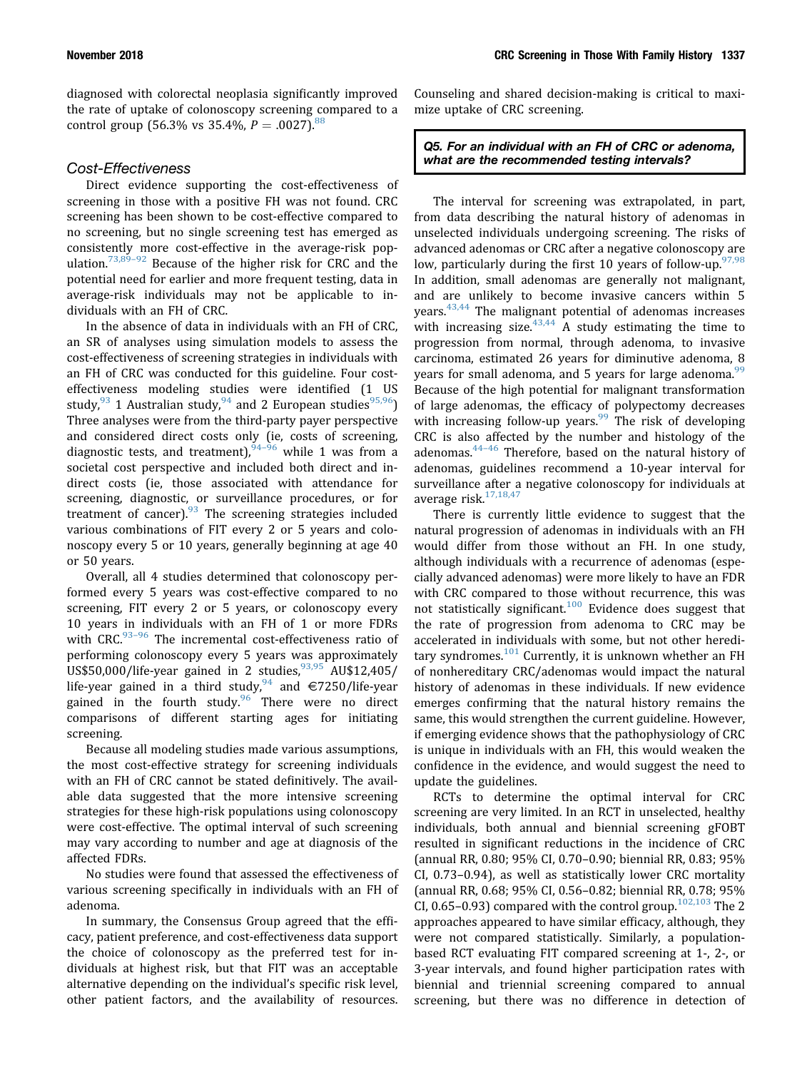diagnosed with colorectal neoplasia significantly improved the rate of uptake of colonoscopy screening compared to a control group (56.3% vs 35.4%, $P = .0027$).[88]

### Cost-Effectiveness

Direct evidence supporting the cost-effectiveness of screening in those with a positive FH was not found. CRC screening has been shown to be cost-effective compared to no screening, but no single screening test has emerged as consistently more cost-effective in the average-risk population.[73,89–92] Because of the higher risk for CRC and the potential need for earlier and more frequent testing, data in average-risk individuals may not be applicable to individuals with an FH of CRC.

In the absence of data in individuals with an FH of CRC, an SR of analyses using simulation models to assess the cost-effectiveness of screening strategies in individuals with an FH of CRC was conducted for this guideline. Four cost-effectiveness modeling studies were identified (1 US study,[93] 1 Australian study,[94] and 2 European studies[95,96]) Three analyses were from the third-party payer perspective and considered direct costs only (ie, costs of screening, diagnostic tests, and treatment),[94–96] while 1 was from a societal cost perspective and included both direct and indirect costs (ie, those associated with attendance for screening, diagnostic, or surveillance procedures, or for treatment of cancer).[93] The screening strategies included various combinations of FIT every 2 or 5 years and colonoscopy every 5 or 10 years, generally beginning at age 40 or 50 years.

Overall, all 4 studies determined that colonoscopy performed every 5 years was cost-effective compared to no screening, FIT every 2 or 5 years, or colonoscopy every 10 years in individuals with an FH of 1 or more FDRs with CRC.[93–96] The incremental cost-effectiveness ratio of performing colonoscopy every 5 years was approximately US$50,000/life-year gained in 2 studies,[93,95] AU$12,405/life-year gained in a third study,[94] and €7250/life-year gained in the fourth study.[96] There were no direct comparisons of different starting ages for initiating screening.

Because all modeling studies made various assumptions, the most cost-effective strategy for screening individuals with an FH of CRC cannot be stated definitively. The available data suggested that the more intensive screening strategies for these high-risk populations using colonoscopy were cost-effective. The optimal interval of such screening may vary according to number and age at diagnosis of the affected FDRs.

No studies were found that assessed the effectiveness of various screening specifically in individuals with an FH of adenoma.

In summary, the Consensus Group agreed that the efficacy, patient preference, and cost-effectiveness data support the choice of colonoscopy as the preferred test for individuals at highest risk, but that FIT was an acceptable alternative depending on the individual's specific risk level, other patient factors, and the availability of resources. Counseling and shared decision-making is critical to maximize uptake of CRC screening.

**_Q5. For an individual with an FH of CRC or adenoma, what are the recommended testing intervals?_**

The interval for screening was extrapolated, in part, from data describing the natural history of adenomas in unselected individuals undergoing screening. The risks of advanced adenomas or CRC after a negative colonoscopy are low, particularly during the first 10 years of follow-up.[97,98] In addition, small adenomas are generally not malignant, and are unlikely to become invasive cancers within 5 years.[43,44] The malignant potential of adenomas increases with increasing size.[43,44] A study estimating the time to progression from normal, through adenoma, to invasive carcinoma, estimated 26 years for diminutive adenoma, 8 years for small adenoma, and 5 years for large adenoma.[99] Because of the high potential for malignant transformation of large adenomas, the efficacy of polypectomy decreases with increasing follow-up years.[99] The risk of developing CRC is also affected by the number and histology of the adenomas.[44–46] Therefore, based on the natural history of adenomas, guidelines recommend a 10-year interval for surveillance after a negative colonoscopy for individuals at average risk.[17,18,47]

There is currently little evidence to suggest that the natural progression of adenomas in individuals with an FH would differ from those without an FH. In one study, although individuals with a recurrence of adenomas (especially advanced adenomas) were more likely to have an FDR with CRC compared to those without recurrence, this was not statistically significant.[100] Evidence does suggest that the rate of progression from adenoma to CRC may be accelerated in individuals with some, but not other hereditary syndromes.[101] Currently, it is unknown whether an FH of nonhereditary CRC/adenomas would impact the natural history of adenomas in these individuals. If new evidence emerges confirming that the natural history remains the same, this would strengthen the current guideline. However, if emerging evidence shows that the pathophysiology of CRC is unique in individuals with an FH, this would weaken the confidence in the evidence, and would suggest the need to update the guidelines.

RCTs to determine the optimal interval for CRC screening are very limited. In an RCT in unselected, healthy individuals, both annual and biennial screening gFOBT resulted in significant reductions in the incidence of CRC (annual RR, 0.80; 95% CI, 0.70–0.90; biennial RR, 0.83; 95% CI, 0.73–0.94), as well as statistically lower CRC mortality (annual RR, 0.68; 95% CI, 0.56–0.82; biennial RR, 0.78; 95% CI, 0.65–0.93) compared with the control group.[102,103] The 2 approaches appeared to have similar efficacy, although, they were not compared statistically. Similarly, a population-based RCT evaluating FIT compared screening at 1-, 2-, or 3-year intervals, and found higher participation rates with biennial and triennial screening compared to annual screening, but there was no difference in detection of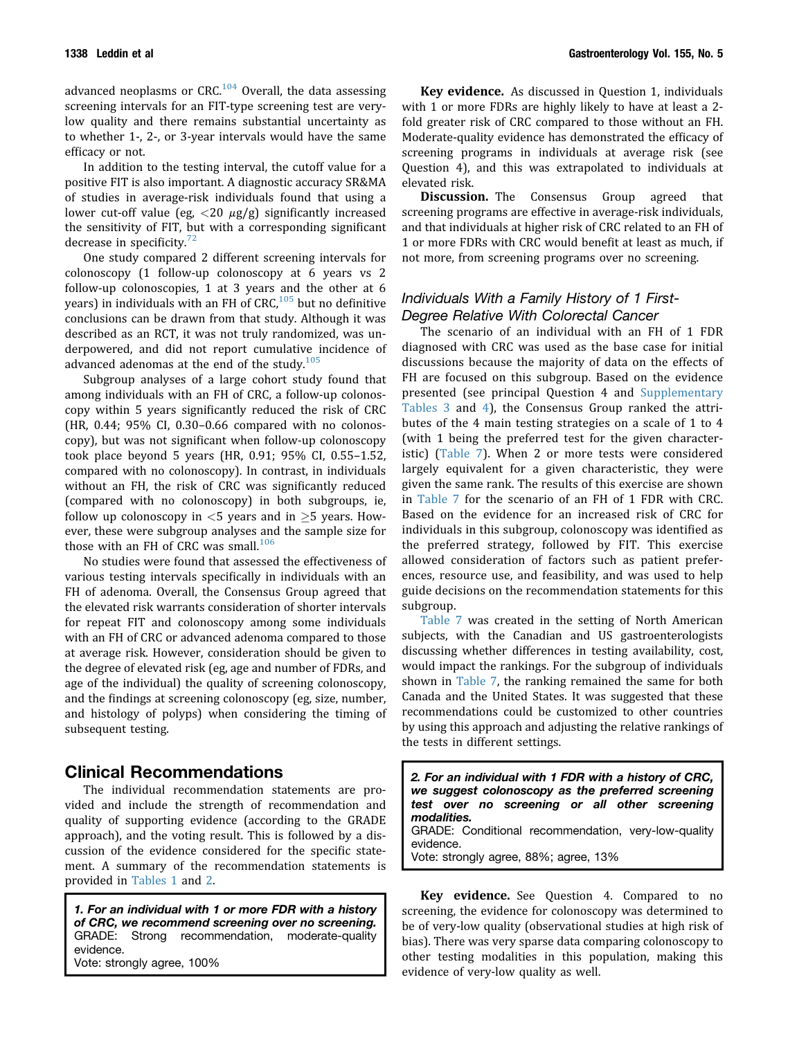advanced neoplasms or CRC.[104] Overall, the data assessing screening intervals for an FIT-type screening test are very-low quality and there remains substantial uncertainty as to whether 1-, 2-, or 3-year intervals would have the same efficacy or not.

In addition to the testing interval, the cutoff value for a positive FIT is also important. A diagnostic accuracy SR&MA of studies in average-risk individuals found that using a lower cut-off value (eg, <20 $\mu$g/g) significantly increased the sensitivity of FIT, but with a corresponding significant decrease in specificity.[72]

One study compared 2 different screening intervals for colonoscopy (1 follow-up colonoscopy at 6 years vs 2 follow-up colonoscopies, 1 at 3 years and the other at 6 years) in individuals with an FH of CRC,[105] but no definitive conclusions can be drawn from that study. Although it was described as an RCT, it was not truly randomized, was underpowered, and did not report cumulative incidence of advanced adenomas at the end of the study.[105]

Subgroup analyses of a large cohort study found that among individuals with an FH of CRC, a follow-up colonoscopy within 5 years significantly reduced the risk of CRC (HR, 0.44; 95% CI, 0.30–0.66 compared with no colonoscopy), but was not significant when follow-up colonoscopy took place beyond 5 years (HR, 0.91; 95% CI, 0.55–1.52, compared with no colonoscopy). In contrast, in individuals without an FH, the risk of CRC was significantly reduced (compared with no colonoscopy) in both subgroups, ie, follow up colonoscopy in <5 years and in ≥5 years. However, these were subgroup analyses and the sample size for those with an FH of CRC was small.[106]

No studies were found that assessed the effectiveness of various testing intervals specifically in individuals with an FH of adenoma. Overall, the Consensus Group agreed that the elevated risk warrants consideration of shorter intervals for repeat FIT and colonoscopy among some individuals with an FH of CRC or advanced adenoma compared to those at average risk. However, consideration should be given to the degree of elevated risk (eg, age and number of FDRs, and age of the individual) the quality of screening colonoscopy, and the findings at screening colonoscopy (eg, size, number, and histology of polyps) when considering the timing of subsequent testing.

## Clinical Recommendations

The individual recommendation statements are provided and include the strength of recommendation and quality of supporting evidence (according to the GRADE approach), and the voting result. This is followed by a discussion of the evidence considered for the specific statement. A summary of the recommendation statements is provided in Tables 1 and 2.

> ***1. For an individual with 1 or more FDR with a history of CRC, we recommend screening over no screening.***
> GRADE: Strong recommendation, moderate-quality evidence.
> Vote: strongly agree, 100%

**Key evidence.** As discussed in Question 1, individuals with 1 or more FDRs are highly likely to have at least a 2-fold greater risk of CRC compared to those without an FH. Moderate-quality evidence has demonstrated the efficacy of screening programs in individuals at average risk (see Question 4), and this was extrapolated to individuals at elevated risk.

**Discussion.** The Consensus Group agreed that screening programs are effective in average-risk individuals, and that individuals at higher risk of CRC related to an FH of 1 or more FDRs with CRC would benefit at least as much, if not more, from screening programs over no screening.

### *Individuals With a Family History of 1 First-Degree Relative With Colorectal Cancer*

The scenario of an individual with an FH of 1 FDR diagnosed with CRC was used as the base case for initial discussions because the majority of data on the effects of FH are focused on this subgroup. Based on the evidence presented (see principal Question 4 and Supplementary Tables 3 and 4), the Consensus Group ranked the attributes of the 4 main testing strategies on a scale of 1 to 4 (with 1 being the preferred test for the given characteristic) (Table 7). When 2 or more tests were considered largely equivalent for a given characteristic, they were given the same rank. The results of this exercise are shown in Table 7 for the scenario of an FH of 1 FDR with CRC. Based on the evidence for an increased risk of CRC for individuals in this subgroup, colonoscopy was identified as the preferred strategy, followed by FIT. This exercise allowed consideration of factors such as patient preferences, resource use, and feasibility, and was used to help guide decisions on the recommendation statements for this subgroup.

Table 7 was created in the setting of North American subjects, with the Canadian and US gastroenterologists discussing whether differences in testing availability, cost, would impact the rankings. For the subgroup of individuals shown in Table 7, the ranking remained the same for both Canada and the United States. It was suggested that these recommendations could be customized to other countries by using this approach and adjusting the relative rankings of the tests in different settings.

> ***2. For an individual with 1 FDR with a history of CRC, we suggest colonoscopy as the preferred screening test over no screening or all other screening modalities.***
> GRADE: Conditional recommendation, very-low-quality evidence.
> Vote: strongly agree, 88%; agree, 13%

**Key evidence.** See Question 4. Compared to no screening, the evidence for colonoscopy was determined to be of very-low quality (observational studies at high risk of bias). There was very sparse data comparing colonoscopy to other testing modalities in this population, making this evidence of very-low quality as well.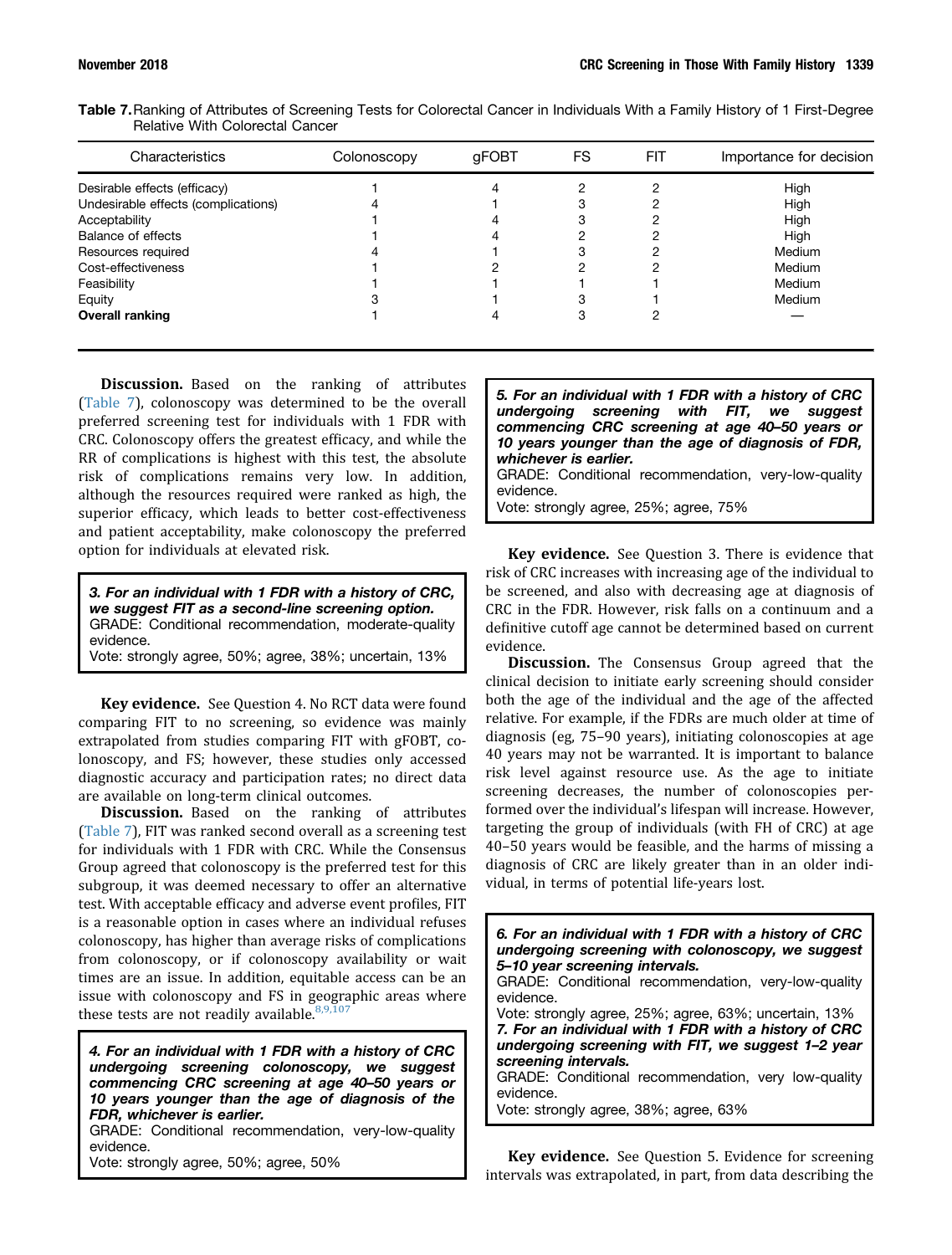**Table 7.** Ranking of Attributes of Screening Tests for Colorectal Cancer in Individuals With a Family History of 1 First-Degree Relative With Colorectal Cancer

| Characteristics | Colonoscopy | gFOBT | FS | FIT | Importance for decision |
|---|---|---|---|---|---|
| Desirable effects (efficacy) | 1 | 4 | 2 | 2 | High |
| Undesirable effects (complications) | 4 | 1 | 3 | 2 | High |
| Acceptability | 1 | 4 | 3 | 2 | High |
| Balance of effects | 1 | 4 | 2 | 2 | High |
| Resources required | 4 | 1 | 3 | 2 | Medium |
| Cost-effectiveness | 1 | 2 | 2 | 2 | Medium |
| Feasibility | 1 | 1 | 1 | 1 | Medium |
| Equity | 3 | 1 | 3 | 1 | Medium |
| **Overall ranking** | 1 | 4 | 3 | 2 | — |

**Discussion.** Based on the ranking of attributes (Table 7), colonoscopy was determined to be the overall preferred screening test for individuals with 1 FDR with CRC. Colonoscopy offers the greatest efficacy, and while the RR of complications is highest with this test, the absolute risk of complications remains very low. In addition, although the resources required were ranked as high, the superior efficacy, which leads to better cost-effectiveness and patient acceptability, make colonoscopy the preferred option for individuals at elevated risk.

> ***3. For an individual with 1 FDR with a history of CRC, we suggest FIT as a second-line screening option.***
> GRADE: Conditional recommendation, moderate-quality evidence.
> Vote: strongly agree, 50%; agree, 38%; uncertain, 13%

**Key evidence.** See Question 4. No RCT data were found comparing FIT to no screening, so evidence was mainly extrapolated from studies comparing FIT with gFOBT, colonoscopy, and FS; however, these studies only accessed diagnostic accuracy and participation rates; no direct data are available on long-term clinical outcomes.

**Discussion.** Based on the ranking of attributes (Table 7), FIT was ranked second overall as a screening test for individuals with 1 FDR with CRC. While the Consensus Group agreed that colonoscopy is the preferred test for this subgroup, it was deemed necessary to offer an alternative test. With acceptable efficacy and adverse event profiles, FIT is a reasonable option in cases where an individual refuses colonoscopy, has higher than average risks of complications from colonoscopy, or if colonoscopy availability or wait times are an issue. In addition, equitable access can be an issue with colonoscopy and FS in geographic areas where these tests are not readily available.[8,9,107]

> ***4. For an individual with 1 FDR with a history of CRC undergoing screening colonoscopy, we suggest commencing CRC screening at age 40–50 years or 10 years younger than the age of diagnosis of the FDR, whichever is earlier.***
> GRADE: Conditional recommendation, very-low-quality evidence.
> Vote: strongly agree, 50%; agree, 50%

> ***5. For an individual with 1 FDR with a history of CRC undergoing screening with FIT, we suggest commencing CRC screening at age 40–50 years or 10 years younger than the age of diagnosis of FDR, whichever is earlier.***
> GRADE: Conditional recommendation, very-low-quality evidence.
> Vote: strongly agree, 25%; agree, 75%

**Key evidence.** See Question 3. There is evidence that risk of CRC increases with increasing age of the individual to be screened, and also with decreasing age at diagnosis of CRC in the FDR. However, risk falls on a continuum and a definitive cutoff age cannot be determined based on current evidence.

**Discussion.** The Consensus Group agreed that the clinical decision to initiate early screening should consider both the age of the individual and the age of the affected relative. For example, if the FDRs are much older at time of diagnosis (eg, 75–90 years), initiating colonoscopies at age 40 years may not be warranted. It is important to balance risk level against resource use. As the age to initiate screening decreases, the number of colonoscopies performed over the individual's lifespan will increase. However, targeting the group of individuals (with FH of CRC) at age 40–50 years would be feasible, and the harms of missing a diagnosis of CRC are likely greater than in an older individual, in terms of potential life-years lost.

> ***6. For an individual with 1 FDR with a history of CRC undergoing screening with colonoscopy, we suggest 5–10 year screening intervals.***
> GRADE: Conditional recommendation, very-low-quality evidence.
> Vote: strongly agree, 25%; agree, 63%; uncertain, 13%
>
> ***7. For an individual with 1 FDR with a history of CRC undergoing screening with FIT, we suggest 1–2 year screening intervals.***
> GRADE: Conditional recommendation, very low-quality evidence.
> Vote: strongly agree, 38%; agree, 63%

**Key evidence.** See Question 5. Evidence for screening intervals was extrapolated, in part, from data describing the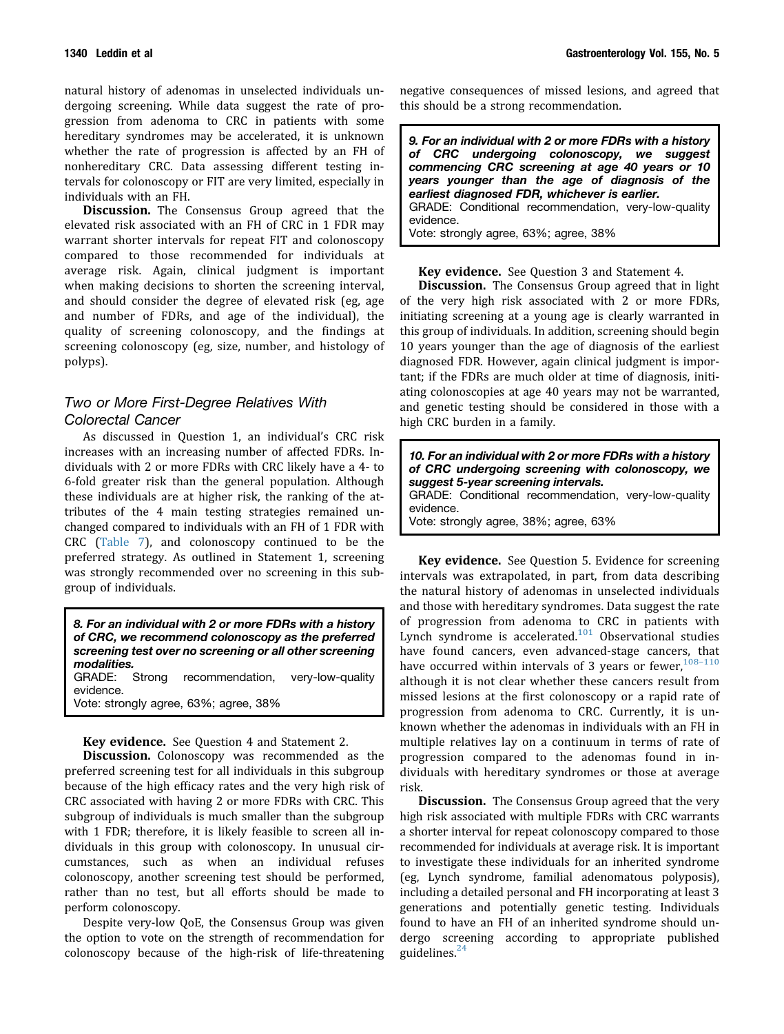natural history of adenomas in unselected individuals undergoing screening. While data suggest the rate of progression from adenoma to CRC in patients with some hereditary syndromes may be accelerated, it is unknown whether the rate of progression is affected by an FH of nonhereditary CRC. Data assessing different testing intervals for colonoscopy or FIT are very limited, especially in individuals with an FH.

**Discussion.** The Consensus Group agreed that the elevated risk associated with an FH of CRC in 1 FDR may warrant shorter intervals for repeat FIT and colonoscopy compared to those recommended for individuals at average risk. Again, clinical judgment is important when making decisions to shorten the screening interval, and should consider the degree of elevated risk (eg, age and number of FDRs, and age of the individual), the quality of screening colonoscopy, and the findings at screening colonoscopy (eg, size, number, and histology of polyps).

## *Two or More First-Degree Relatives With Colorectal Cancer*

As discussed in Question 1, an individual's CRC risk increases with an increasing number of affected FDRs. Individuals with 2 or more FDRs with CRC likely have a 4- to 6-fold greater risk than the general population. Although these individuals are at higher risk, the ranking of the attributes of the 4 main testing strategies remained unchanged compared to individuals with an FH of 1 FDR with CRC (Table 7), and colonoscopy continued to be the preferred strategy. As outlined in Statement 1, screening was strongly recommended over no screening in this subgroup of individuals.

> ***8. For an individual with 2 or more FDRs with a history of CRC, we recommend colonoscopy as the preferred screening test over no screening or all other screening modalities.***
> GRADE: Strong recommendation, very-low-quality evidence.
> Vote: strongly agree, 63%; agree, 38%

**Key evidence.** See Question 4 and Statement 2.

**Discussion.** Colonoscopy was recommended as the preferred screening test for all individuals in this subgroup because of the high efficacy rates and the very high risk of CRC associated with having 2 or more FDRs with CRC. This subgroup of individuals is much smaller than the subgroup with 1 FDR; therefore, it is likely feasible to screen all individuals in this group with colonoscopy. In unusual circumstances, such as when an individual refuses colonoscopy, another screening test should be performed, rather than no test, but all efforts should be made to perform colonoscopy.

Despite very-low QoE, the Consensus Group was given the option to vote on the strength of recommendation for colonoscopy because of the high-risk of life-threatening negative consequences of missed lesions, and agreed that this should be a strong recommendation.

> ***9. For an individual with 2 or more FDRs with a history of CRC undergoing colonoscopy, we suggest commencing CRC screening at age 40 years or 10 years younger than the age of diagnosis of the earliest diagnosed FDR, whichever is earlier.***
> GRADE: Conditional recommendation, very-low-quality evidence.
> Vote: strongly agree, 63%; agree, 38%

**Key evidence.** See Question 3 and Statement 4.

**Discussion.** The Consensus Group agreed that in light of the very high risk associated with 2 or more FDRs, initiating screening at a young age is clearly warranted in this group of individuals. In addition, screening should begin 10 years younger than the age of diagnosis of the earliest diagnosed FDR. However, again clinical judgment is important; if the FDRs are much older at time of diagnosis, initiating colonoscopies at age 40 years may not be warranted, and genetic testing should be considered in those with a high CRC burden in a family.

> ***10. For an individual with 2 or more FDRs with a history of CRC undergoing screening with colonoscopy, we suggest 5-year screening intervals.***
> GRADE: Conditional recommendation, very-low-quality evidence.
> Vote: strongly agree, 38%; agree, 63%

**Key evidence.** See Question 5. Evidence for screening intervals was extrapolated, in part, from data describing the natural history of adenomas in unselected individuals and those with hereditary syndromes. Data suggest the rate of progression from adenoma to CRC in patients with Lynch syndrome is accelerated.[101] Observational studies have found cancers, even advanced-stage cancers, that have occurred within intervals of 3 years or fewer,[108–110] although it is not clear whether these cancers result from missed lesions at the first colonoscopy or a rapid rate of progression from adenoma to CRC. Currently, it is unknown whether the adenomas in individuals with an FH in multiple relatives lay on a continuum in terms of rate of progression compared to the adenomas found in individuals with hereditary syndromes or those at average risk.

**Discussion.** The Consensus Group agreed that the very high risk associated with multiple FDRs with CRC warrants a shorter interval for repeat colonoscopy compared to those recommended for individuals at average risk. It is important to investigate these individuals for an inherited syndrome (eg, Lynch syndrome, familial adenomatous polyposis), including a detailed personal and FH incorporating at least 3 generations and potentially genetic testing. Individuals found to have an FH of an inherited syndrome should undergo screening according to appropriate published guidelines.[24]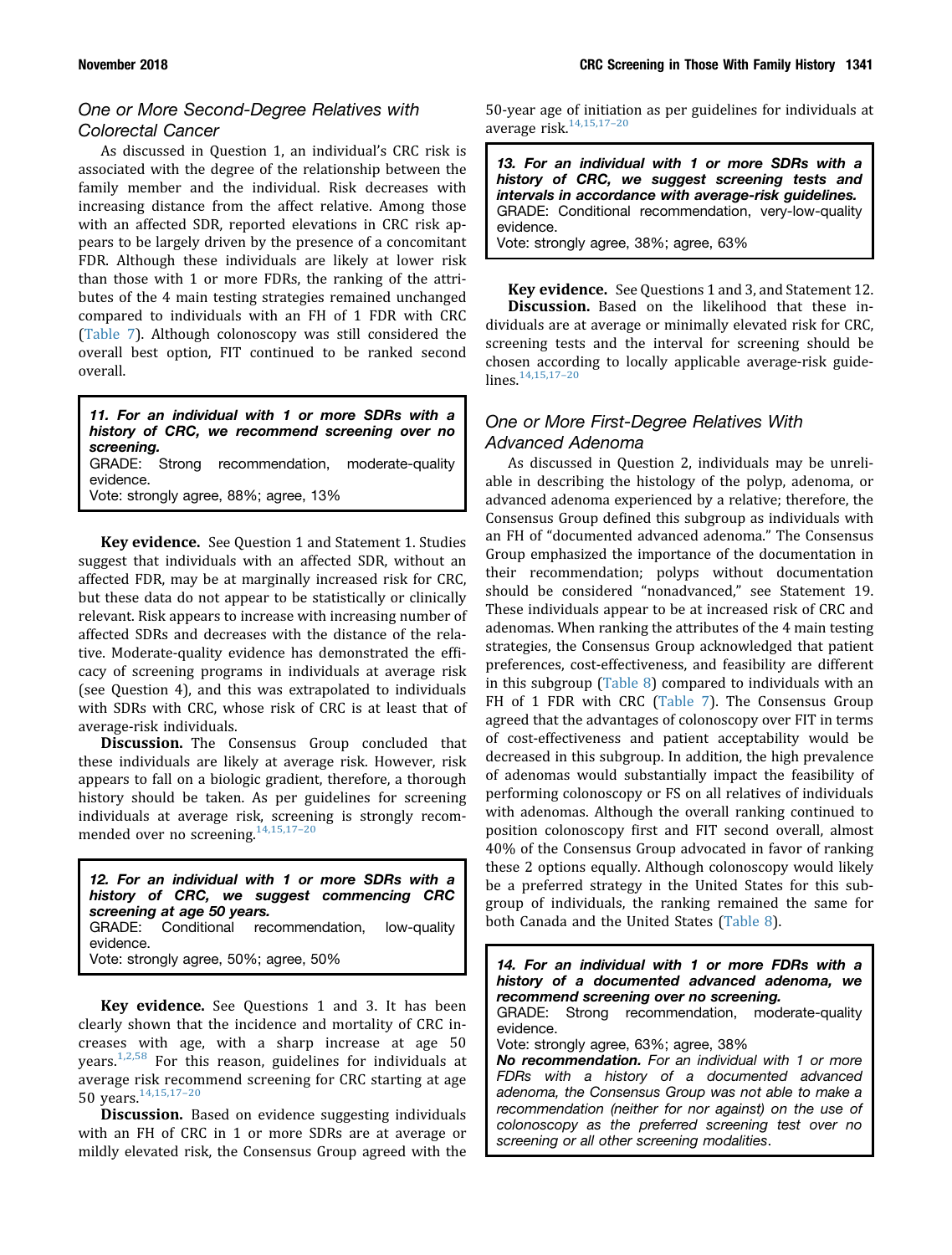### One or More Second-Degree Relatives with Colorectal Cancer

As discussed in Question 1, an individual's CRC risk is associated with the degree of the relationship between the family member and the individual. Risk decreases with increasing distance from the affect relative. Among those with an affected SDR, reported elevations in CRC risk appears to be largely driven by the presence of a concomitant FDR. Although these individuals are likely at lower risk than those with 1 or more FDRs, the ranking of the attributes of the 4 main testing strategies remained unchanged compared to individuals with an FH of 1 FDR with CRC (Table 7). Although colonoscopy was still considered the overall best option, FIT continued to be ranked second overall.

> ***11. For an individual with 1 or more SDRs with a history of CRC, we recommend screening over no screening.***
> GRADE: Strong recommendation, moderate-quality evidence.
> Vote: strongly agree, 88%; agree, 13%

**Key evidence.** See Question 1 and Statement 1. Studies suggest that individuals with an affected SDR, without an affected FDR, may be at marginally increased risk for CRC, but these data do not appear to be statistically or clinically relevant. Risk appears to increase with increasing number of affected SDRs and decreases with the distance of the relative. Moderate-quality evidence has demonstrated the efficacy of screening programs in individuals at average risk (see Question 4), and this was extrapolated to individuals with SDRs with CRC, whose risk of CRC is at least that of average-risk individuals.

**Discussion.** The Consensus Group concluded that these individuals are likely at average risk. However, risk appears to fall on a biologic gradient, therefore, a thorough history should be taken. As per guidelines for screening individuals at average risk, screening is strongly recommended over no screening.[14,15,17–20]

> ***12. For an individual with 1 or more SDRs with a history of CRC, we suggest commencing CRC screening at age 50 years.***
> GRADE: Conditional recommendation, low-quality evidence.
> Vote: strongly agree, 50%; agree, 50%

**Key evidence.** See Questions 1 and 3. It has been clearly shown that the incidence and mortality of CRC increases with age, with a sharp increase at age 50 years.[1,2,58] For this reason, guidelines for individuals at average risk recommend screening for CRC starting at age 50 years.[14,15,17–20]

**Discussion.** Based on evidence suggesting individuals with an FH of CRC in 1 or more SDRs are at average or mildly elevated risk, the Consensus Group agreed with the 50-year age of initiation as per guidelines for individuals at average risk.[14,15,17–20]

> ***13. For an individual with 1 or more SDRs with a history of CRC, we suggest screening tests and intervals in accordance with average-risk guidelines.***
> GRADE: Conditional recommendation, very-low-quality evidence.
> Vote: strongly agree, 38%; agree, 63%

**Key evidence.** See Questions 1 and 3, and Statement 12.

**Discussion.** Based on the likelihood that these individuals are at average or minimally elevated risk for CRC, screening tests and the interval for screening should be chosen according to locally applicable average-risk guidelines.[14,15,17–20]

### One or More First-Degree Relatives With Advanced Adenoma

As discussed in Question 2, individuals may be unreliable in describing the histology of the polyp, adenoma, or advanced adenoma experienced by a relative; therefore, the Consensus Group defined this subgroup as individuals with an FH of "documented advanced adenoma." The Consensus Group emphasized the importance of the documentation in their recommendation; polyps without documentation should be considered "nonadvanced," see Statement 19. These individuals appear to be at increased risk of CRC and adenomas. When ranking the attributes of the 4 main testing strategies, the Consensus Group acknowledged that patient preferences, cost-effectiveness, and feasibility are different in this subgroup (Table 8) compared to individuals with an FH of 1 FDR with CRC (Table 7). The Consensus Group agreed that the advantages of colonoscopy over FIT in terms of cost-effectiveness and patient acceptability would be decreased in this subgroup. In addition, the high prevalence of adenomas would substantially impact the feasibility of performing colonoscopy or FS on all relatives of individuals with adenomas. Although the overall ranking continued to position colonoscopy first and FIT second overall, almost 40% of the Consensus Group advocated in favor of ranking these 2 options equally. Although colonoscopy would likely be a preferred strategy in the United States for this subgroup of individuals, the ranking remained the same for both Canada and the United States (Table 8).

> ***14. For an individual with 1 or more FDRs with a history of a documented advanced adenoma, we recommend screening over no screening.***
> GRADE: Strong recommendation, moderate-quality evidence.
> Vote: strongly agree, 63%; agree, 38%
> ***No recommendation.*** *For an individual with 1 or more FDRs with a history of a documented advanced adenoma, the Consensus Group was not able to make a recommendation (neither for nor against) on the use of colonoscopy as the preferred screening test over no screening or all other screening modalities.*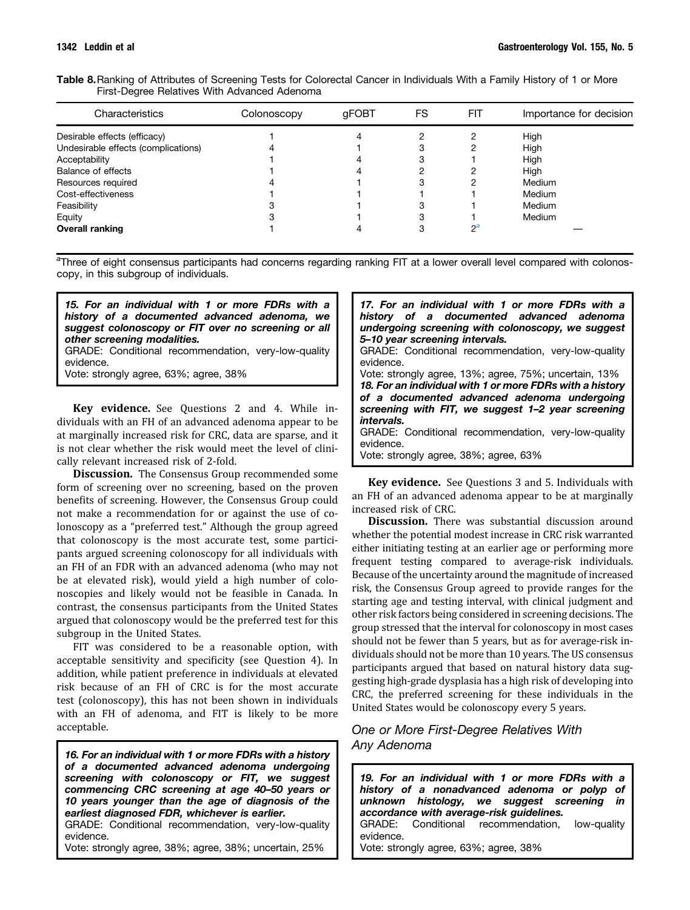**Table 8.** Ranking of Attributes of Screening Tests for Colorectal Cancer in Individuals With a Family History of 1 or More First-Degree Relatives With Advanced Adenoma

| Characteristics | Colonoscopy | gFOBT | FS | FIT | Importance for decision |
|---|---|---|---|---|---|
| Desirable effects (efficacy) | 1 | 4 | 2 | 2 | High |
| Undesirable effects (complications) | 4 | 1 | 3 | 2 | High |
| Acceptability | 1 | 4 | 3 | 1 | High |
| Balance of effects | 1 | 4 | 2 | 2 | High |
| Resources required | 4 | 1 | 3 | 2 | Medium |
| Cost-effectiveness | 1 | 1 | 1 | 1 | Medium |
| Feasibility | 3 | 1 | 3 | 1 | Medium |
| Equity | 3 | 1 | 3 | 1 | Medium |
| **Overall ranking** | 1 | 4 | 3 | 2[a] | — |

[a]Three of eight consensus participants had concerns regarding ranking FIT at a lower overall level compared with colonoscopy, in this subgroup of individuals.

> ***15. For an individual with 1 or more FDRs with a history of a documented advanced adenoma, we suggest colonoscopy or FIT over no screening or all other screening modalities.***
> GRADE: Conditional recommendation, very-low-quality evidence.
> Vote: strongly agree, 63%; agree, 38%

**Key evidence.** See Questions 2 and 4. While individuals with an FH of an advanced adenoma appear to be at marginally increased risk for CRC, data are sparse, and it is not clear whether the risk would meet the level of clinically relevant increased risk of 2-fold.

**Discussion.** The Consensus Group recommended some form of screening over no screening, based on the proven benefits of screening. However, the Consensus Group could not make a recommendation for or against the use of colonoscopy as a "preferred test." Although the group agreed that colonoscopy is the most accurate test, some participants argued screening colonoscopy for all individuals with an FH of an FDR with an advanced adenoma (who may not be at elevated risk), would yield a high number of colonoscopies and likely would not be feasible in Canada. In contrast, the consensus participants from the United States argued that colonoscopy would be the preferred test for this subgroup in the United States.

FIT was considered to be a reasonable option, with acceptable sensitivity and specificity (see Question 4). In addition, while patient preference in individuals at elevated risk because of an FH of CRC is for the most accurate test (colonoscopy), this has not been shown in individuals with an FH of adenoma, and FIT is likely to be more acceptable.

> ***16. For an individual with 1 or more FDRs with a history of a documented advanced adenoma undergoing screening with colonoscopy or FIT, we suggest commencing CRC screening at age 40–50 years or 10 years younger than the age of diagnosis of the earliest diagnosed FDR, whichever is earlier.***
> GRADE: Conditional recommendation, very-low-quality evidence.
> Vote: strongly agree, 38%; agree, 38%; uncertain, 25%

> ***17. For an individual with 1 or more FDRs with a history of a documented advanced adenoma undergoing screening with colonoscopy, we suggest 5–10 year screening intervals.***
> GRADE: Conditional recommendation, very-low-quality evidence.
> Vote: strongly agree, 13%; agree, 75%; uncertain, 13%

> ***18. For an individual with 1 or more FDRs with a history of a documented advanced adenoma undergoing screening with FIT, we suggest 1–2 year screening intervals.***
> GRADE: Conditional recommendation, very-low-quality evidence.
> Vote: strongly agree, 38%; agree, 63%

**Key evidence.** See Questions 3 and 5. Individuals with an FH of an advanced adenoma appear to be at marginally increased risk of CRC.

**Discussion.** There was substantial discussion around whether the potential modest increase in CRC risk warranted either initiating testing at an earlier age or performing more frequent testing compared to average-risk individuals. Because of the uncertainty around the magnitude of increased risk, the Consensus Group agreed to provide ranges for the starting age and testing interval, with clinical judgment and other risk factors being considered in screening decisions. The group stressed that the interval for colonoscopy in most cases should not be fewer than 5 years, but as for average-risk individuals should not be more than 10 years. The US consensus participants argued that based on natural history data suggesting high-grade dysplasia has a high risk of developing into CRC, the preferred screening for these individuals in the United States would be colonoscopy every 5 years.

## One or More First-Degree Relatives With Any Adenoma

> ***19. For an individual with 1 or more FDRs with a history of a nonadvanced adenoma or polyp of unknown histology, we suggest screening in accordance with average-risk guidelines.***
> GRADE: Conditional recommendation, low-quality evidence.
> Vote: strongly agree, 63%; agree, 38%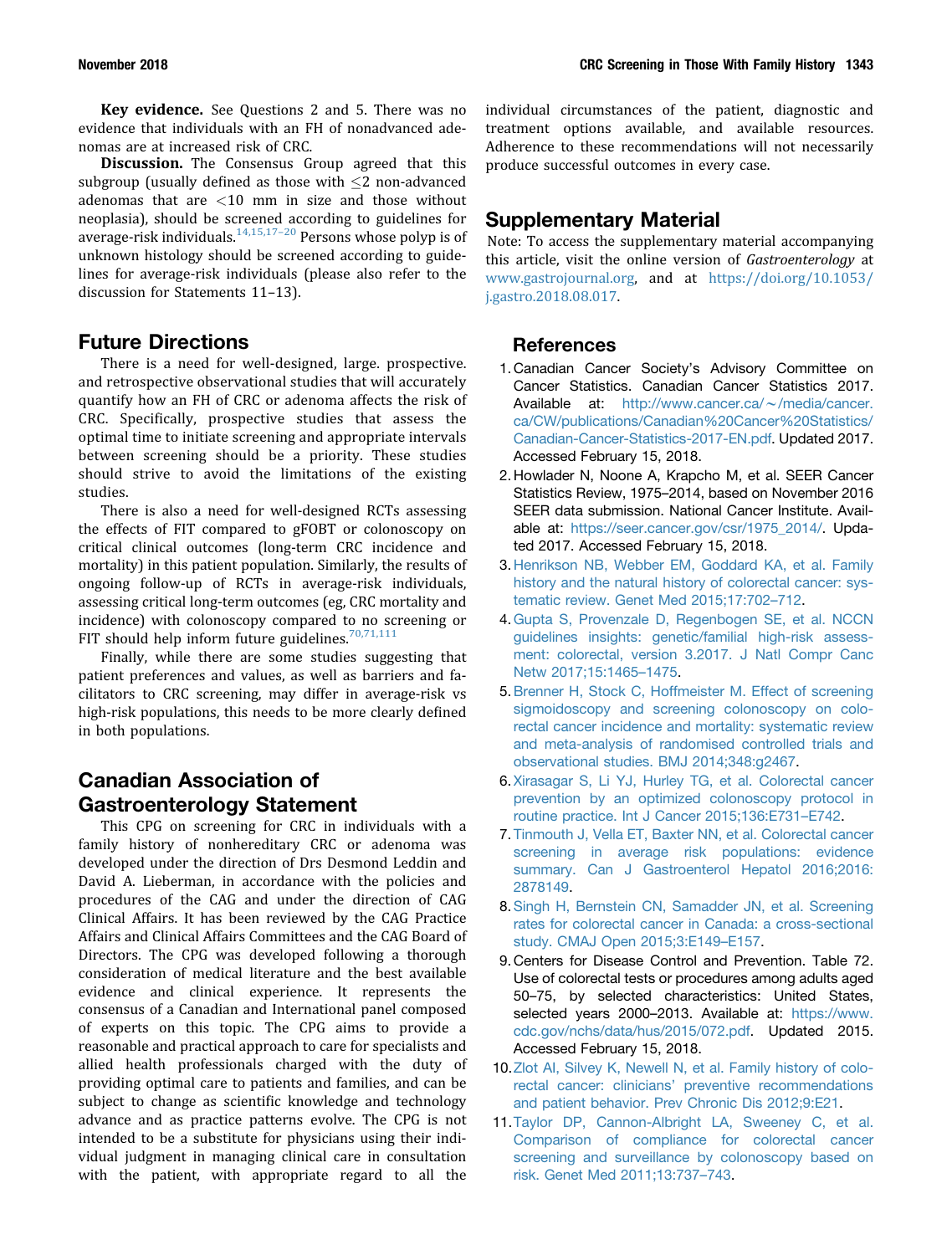**Key evidence.** See Questions 2 and 5. There was no evidence that individuals with an FH of nonadvanced adenomas are at increased risk of CRC.

**Discussion.** The Consensus Group agreed that this subgroup (usually defined as those with ≤2 non-advanced adenomas that are <10 mm in size and those without neoplasia), should be screened according to guidelines for average-risk individuals.[14,15,17–20] Persons whose polyp is of unknown histology should be screened according to guidelines for average-risk individuals (please also refer to the discussion for Statements 11–13).

## Future Directions

There is a need for well-designed, large. prospective. and retrospective observational studies that will accurately quantify how an FH of CRC or adenoma affects the risk of CRC. Specifically, prospective studies that assess the optimal time to initiate screening and appropriate intervals between screening should be a priority. These studies should strive to avoid the limitations of the existing studies.

There is also a need for well-designed RCTs assessing the effects of FIT compared to gFOBT or colonoscopy on critical clinical outcomes (long-term CRC incidence and mortality) in this patient population. Similarly, the results of ongoing follow-up of RCTs in average-risk individuals, assessing critical long-term outcomes (eg, CRC mortality and incidence) with colonoscopy compared to no screening or FIT should help inform future guidelines.[70,71,111]

Finally, while there are some studies suggesting that patient preferences and values, as well as barriers and facilitators to CRC screening, may differ in average-risk vs high-risk populations, this needs to be more clearly defined in both populations.

## Canadian Association of Gastroenterology Statement

This CPG on screening for CRC in individuals with a family history of nonhereditary CRC or adenoma was developed under the direction of Drs Desmond Leddin and David A. Lieberman, in accordance with the policies and procedures of the CAG and under the direction of CAG Clinical Affairs. It has been reviewed by the CAG Practice Affairs and Clinical Affairs Committees and the CAG Board of Directors. The CPG was developed following a thorough consideration of medical literature and the best available evidence and clinical experience. It represents the consensus of a Canadian and International panel composed of experts on this topic. The CPG aims to provide a reasonable and practical approach to care for specialists and allied health professionals charged with the duty of providing optimal care to patients and families, and can be subject to change as scientific knowledge and technology advance and as practice patterns evolve. The CPG is not intended to be a substitute for physicians using their individual judgment in managing clinical care in consultation with the patient, with appropriate regard to all the individual circumstances of the patient, diagnostic and treatment options available, and available resources. Adherence to these recommendations will not necessarily produce successful outcomes in every case.

## Supplementary Material

Note: To access the supplementary material accompanying this article, visit the online version of *Gastroenterology* at www.gastrojournal.org, and at https://doi.org/10.1053/j.gastro.2018.08.017.

## References

1. Canadian Cancer Society's Advisory Committee on Cancer Statistics. Canadian Cancer Statistics 2017. Available at: http://www.cancer.ca/~/media/cancer.ca/CW/publications/Canadian%20Cancer%20Statistics/Canadian-Cancer-Statistics-2017-EN.pdf. Updated 2017. Accessed February 15, 2018.
2. Howlader N, Noone A, Krapcho M, et al. SEER Cancer Statistics Review, 1975–2014, based on November 2016 SEER data submission. National Cancer Institute. Available at: https://seer.cancer.gov/csr/1975_2014/. Updated 2017. Accessed February 15, 2018.
3. Henrikson NB, Webber EM, Goddard KA, et al. Family history and the natural history of colorectal cancer: systematic review. Genet Med 2015;17:702–712.
4. Gupta S, Provenzale D, Regenbogen SE, et al. NCCN guidelines insights: genetic/familial high-risk assessment: colorectal, version 3.2017. J Natl Compr Canc Netw 2017;15:1465–1475.
5. Brenner H, Stock C, Hoffmeister M. Effect of screening sigmoidoscopy and screening colonoscopy on colorectal cancer incidence and mortality: systematic review and meta-analysis of randomised controlled trials and observational studies. BMJ 2014;348:g2467.
6. Xirasagar S, Li YJ, Hurley TG, et al. Colorectal cancer prevention by an optimized colonoscopy protocol in routine practice. Int J Cancer 2015;136:E731–E742.
7. Tinmouth J, Vella ET, Baxter NN, et al. Colorectal cancer screening in average risk populations: evidence summary. Can J Gastroenterol Hepatol 2016;2016:2878149.
8. Singh H, Bernstein CN, Samadder JN, et al. Screening rates for colorectal cancer in Canada: a cross-sectional study. CMAJ Open 2015;3:E149–E157.
9. Centers for Disease Control and Prevention. Table 72. Use of colorectal tests or procedures among adults aged 50–75, by selected characteristics: United States, selected years 2000–2013. Available at: https://www.cdc.gov/nchs/data/hus/2015/072.pdf. Updated 2015. Accessed February 15, 2018.
10. Zlot AI, Silvey K, Newell N, et al. Family history of colorectal cancer: clinicians' preventive recommendations and patient behavior. Prev Chronic Dis 2012;9:E21.
11. Taylor DP, Cannon-Albright LA, Sweeney C, et al. Comparison of compliance for colorectal cancer screening and surveillance by colonoscopy based on risk. Genet Med 2011;13:737–743.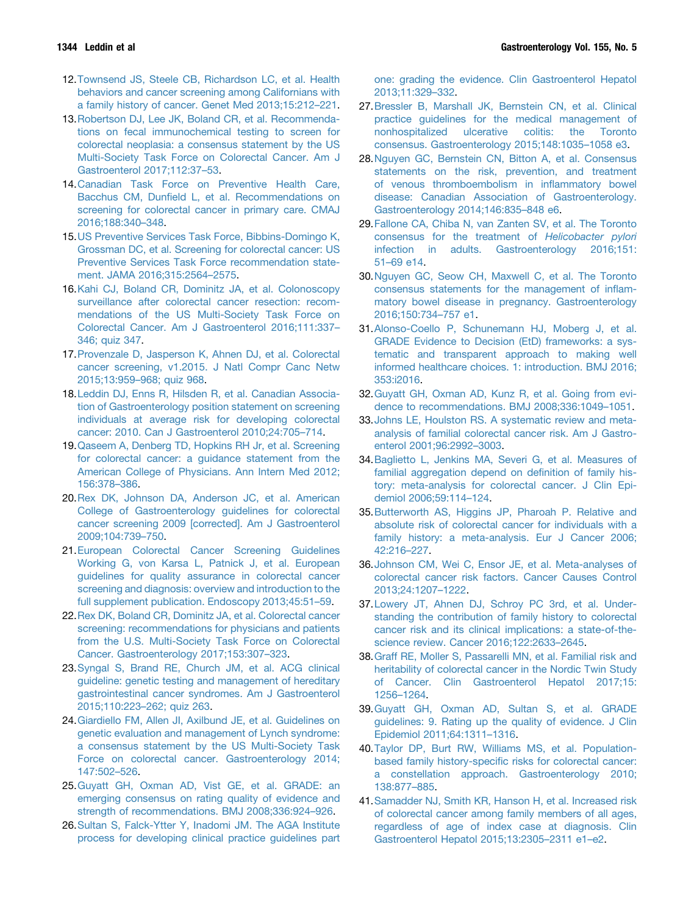12. Townsend JS, Steele CB, Richardson LC, et al. Health behaviors and cancer screening among Californians with a family history of cancer. Genet Med 2013;15:212–221.
13. Robertson DJ, Lee JK, Boland CR, et al. Recommendations on fecal immunochemical testing to screen for colorectal neoplasia: a consensus statement by the US Multi-Society Task Force on Colorectal Cancer. Am J Gastroenterol 2017;112:37–53.
14. Canadian Task Force on Preventive Health Care, Bacchus CM, Dunfield L, et al. Recommendations on screening for colorectal cancer in primary care. CMAJ 2016;188:340–348.
15. US Preventive Services Task Force, Bibbins-Domingo K, Grossman DC, et al. Screening for colorectal cancer: US Preventive Services Task Force recommendation statement. JAMA 2016;315:2564–2575.
16. Kahi CJ, Boland CR, Dominitz JA, et al. Colonoscopy surveillance after colorectal cancer resection: recommendations of the US Multi-Society Task Force on Colorectal Cancer. Am J Gastroenterol 2016;111:337–346; quiz 347.
17. Provenzale D, Jasperson K, Ahnen DJ, et al. Colorectal cancer screening, v1.2015. J Natl Compr Canc Netw 2015;13:959–968; quiz 968.
18. Leddin DJ, Enns R, Hilsden R, et al. Canadian Association of Gastroenterology position statement on screening individuals at average risk for developing colorectal cancer: 2010. Can J Gastroenterol 2010;24:705–714.
19. Qaseem A, Denberg TD, Hopkins RH Jr, et al. Screening for colorectal cancer: a guidance statement from the American College of Physicians. Ann Intern Med 2012;156:378–386.
20. Rex DK, Johnson DA, Anderson JC, et al. American College of Gastroenterology guidelines for colorectal cancer screening 2009 [corrected]. Am J Gastroenterol 2009;104:739–750.
21. European Colorectal Cancer Screening Guidelines Working G, von Karsa L, Patnick J, et al. European guidelines for quality assurance in colorectal cancer screening and diagnosis: overview and introduction to the full supplement publication. Endoscopy 2013;45:51–59.
22. Rex DK, Boland CR, Dominitz JA, et al. Colorectal cancer screening: recommendations for physicians and patients from the U.S. Multi-Society Task Force on Colorectal Cancer. Gastroenterology 2017;153:307–323.
23. Syngal S, Brand RE, Church JM, et al. ACG clinical guideline: genetic testing and management of hereditary gastrointestinal cancer syndromes. Am J Gastroenterol 2015;110:223–262; quiz 263.
24. Giardiello FM, Allen JI, Axilbund JE, et al. Guidelines on genetic evaluation and management of Lynch syndrome: a consensus statement by the US Multi-Society Task Force on colorectal cancer. Gastroenterology 2014;147:502–526.
25. Guyatt GH, Oxman AD, Vist GE, et al. GRADE: an emerging consensus on rating quality of evidence and strength of recommendations. BMJ 2008;336:924–926.
26. Sultan S, Falck-Ytter Y, Inadomi JM. The AGA Institute process for developing clinical practice guidelines part one: grading the evidence. Clin Gastroenterol Hepatol 2013;11:329–332.
27. Bressler B, Marshall JK, Bernstein CN, et al. Clinical practice guidelines for the medical management of nonhospitalized ulcerative colitis: the Toronto consensus. Gastroenterology 2015;148:1035–1058 e3.
28. Nguyen GC, Bernstein CN, Bitton A, et al. Consensus statements on the risk, prevention, and treatment of venous thromboembolism in inflammatory bowel disease: Canadian Association of Gastroenterology. Gastroenterology 2014;146:835–848 e6.
29. Fallone CA, Chiba N, van Zanten SV, et al. The Toronto consensus for the treatment of *Helicobacter pylori* infection in adults. Gastroenterology 2016;151:51–69 e14.
30. Nguyen GC, Seow CH, Maxwell C, et al. The Toronto consensus statements for the management of inflammatory bowel disease in pregnancy. Gastroenterology 2016;150:734–757 e1.
31. Alonso-Coello P, Schunemann HJ, Moberg J, et al. GRADE Evidence to Decision (EtD) frameworks: a systematic and transparent approach to making well informed healthcare choices. 1: introduction. BMJ 2016;353:i2016.
32. Guyatt GH, Oxman AD, Kunz R, et al. Going from evidence to recommendations. BMJ 2008;336:1049–1051.
33. Johns LE, Houlston RS. A systematic review and meta-analysis of familial colorectal cancer risk. Am J Gastroenterol 2001;96:2992–3003.
34. Baglietto L, Jenkins MA, Severi G, et al. Measures of familial aggregation depend on definition of family history: meta-analysis for colorectal cancer. J Clin Epidemiol 2006;59:114–124.
35. Butterworth AS, Higgins JP, Pharoah P. Relative and absolute risk of colorectal cancer for individuals with a family history: a meta-analysis. Eur J Cancer 2006;42:216–227.
36. Johnson CM, Wei C, Ensor JE, et al. Meta-analyses of colorectal cancer risk factors. Cancer Causes Control 2013;24:1207–1222.
37. Lowery JT, Ahnen DJ, Schroy PC 3rd, et al. Understanding the contribution of family history to colorectal cancer risk and its clinical implications: a state-of-the-science review. Cancer 2016;122:2633–2645.
38. Graff RE, Moller S, Passarelli MN, et al. Familial risk and heritability of colorectal cancer in the Nordic Twin Study of Cancer. Clin Gastroenterol Hepatol 2017;15:1256–1264.
39. Guyatt GH, Oxman AD, Sultan S, et al. GRADE guidelines: 9. Rating up the quality of evidence. J Clin Epidemiol 2011;64:1311–1316.
40. Taylor DP, Burt RW, Williams MS, et al. Population-based family history-specific risks for colorectal cancer: a constellation approach. Gastroenterology 2010;138:877–885.
41. Samadder NJ, Smith KR, Hanson H, et al. Increased risk of colorectal cancer among family members of all ages, regardless of age of index case at diagnosis. Clin Gastroenterol Hepatol 2015;13:2305–2311 e1–e2.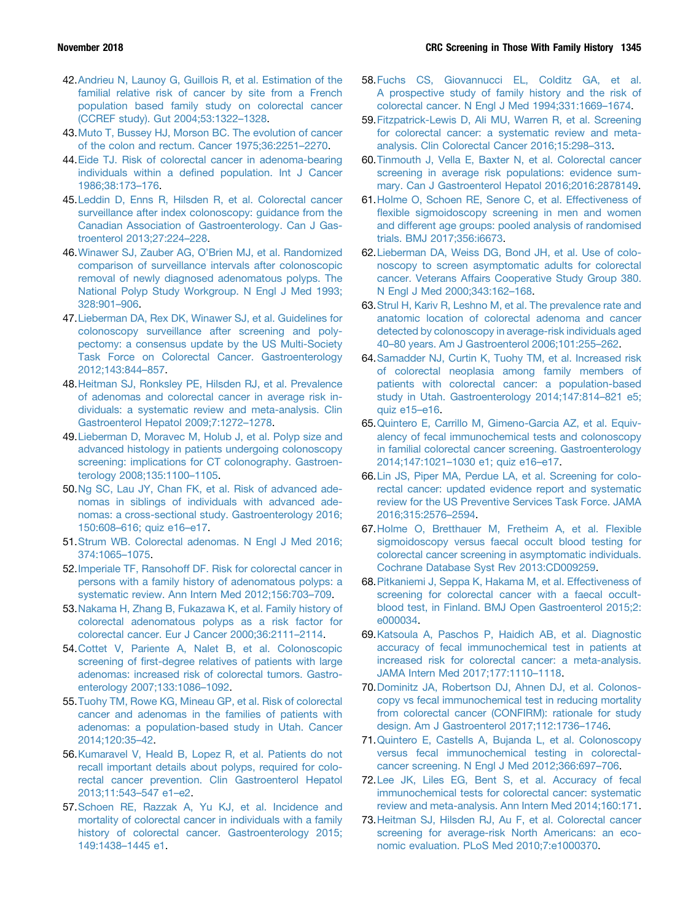42. Andrieu N, Launoy G, Guillois R, et al. Estimation of the familial relative risk of cancer by site from a French population based family study on colorectal cancer (CCREF study). Gut 2004;53:1322–1328.
43. Muto T, Bussey HJ, Morson BC. The evolution of cancer of the colon and rectum. Cancer 1975;36:2251–2270.
44. Eide TJ. Risk of colorectal cancer in adenoma-bearing individuals within a defined population. Int J Cancer 1986;38:173–176.
45. Leddin D, Enns R, Hilsden R, et al. Colorectal cancer surveillance after index colonoscopy: guidance from the Canadian Association of Gastroenterology. Can J Gastroenterol 2013;27:224–228.
46. Winawer SJ, Zauber AG, O'Brien MJ, et al. Randomized comparison of surveillance intervals after colonoscopic removal of newly diagnosed adenomatous polyps. The National Polyp Study Workgroup. N Engl J Med 1993; 328:901–906.
47. Lieberman DA, Rex DK, Winawer SJ, et al. Guidelines for colonoscopy surveillance after screening and polypectomy: a consensus update by the US Multi-Society Task Force on Colorectal Cancer. Gastroenterology 2012;143:844–857.
48. Heitman SJ, Ronksley PE, Hilsden RJ, et al. Prevalence of adenomas and colorectal cancer in average risk individuals: a systematic review and meta-analysis. Clin Gastroenterol Hepatol 2009;7:1272–1278.
49. Lieberman D, Moravec M, Holub J, et al. Polyp size and advanced histology in patients undergoing colonoscopy screening: implications for CT colonography. Gastroenterology 2008;135:1100–1105.
50. Ng SC, Lau JY, Chan FK, et al. Risk of advanced adenomas in siblings of individuals with advanced adenomas: a cross-sectional study. Gastroenterology 2016; 150:608–616; quiz e16–e17.
51. Strum WB. Colorectal adenomas. N Engl J Med 2016; 374:1065–1075.
52. Imperiale TF, Ransohoff DF. Risk for colorectal cancer in persons with a family history of adenomatous polyps: a systematic review. Ann Intern Med 2012;156:703–709.
53. Nakama H, Zhang B, Fukazawa K, et al. Family history of colorectal adenomatous polyps as a risk factor for colorectal cancer. Eur J Cancer 2000;36:2111–2114.
54. Cottet V, Pariente A, Nalet B, et al. Colonoscopic screening of first-degree relatives of patients with large adenomas: increased risk of colorectal tumors. Gastroenterology 2007;133:1086–1092.
55. Tuohy TM, Rowe KG, Mineau GP, et al. Risk of colorectal cancer and adenomas in the families of patients with adenomas: a population-based study in Utah. Cancer 2014;120:35–42.
56. Kumaravel V, Heald B, Lopez R, et al. Patients do not recall important details about polyps, required for colorectal cancer prevention. Clin Gastroenterol Hepatol 2013;11:543–547 e1–e2.
57. Schoen RE, Razzak A, Yu KJ, et al. Incidence and mortality of colorectal cancer in individuals with a family history of colorectal cancer. Gastroenterology 2015; 149:1438–1445 e1.
58. Fuchs CS, Giovannucci EL, Colditz GA, et al. A prospective study of family history and the risk of colorectal cancer. N Engl J Med 1994;331:1669–1674.
59. Fitzpatrick-Lewis D, Ali MU, Warren R, et al. Screening for colorectal cancer: a systematic review and meta-analysis. Clin Colorectal Cancer 2016;15:298–313.
60. Tinmouth J, Vella E, Baxter N, et al. Colorectal cancer screening in average risk populations: evidence summary. Can J Gastroenterol Hepatol 2016;2016:2878149.
61. Holme O, Schoen RE, Senore C, et al. Effectiveness of flexible sigmoidoscopy screening in men and women and different age groups: pooled analysis of randomised trials. BMJ 2017;356:i6673.
62. Lieberman DA, Weiss DG, Bond JH, et al. Use of colonoscopy to screen asymptomatic adults for colorectal cancer. Veterans Affairs Cooperative Study Group 380. N Engl J Med 2000;343:162–168.
63. Strul H, Kariv R, Leshno M, et al. The prevalence rate and anatomic location of colorectal adenoma and cancer detected by colonoscopy in average-risk individuals aged 40–80 years. Am J Gastroenterol 2006;101:255–262.
64. Samadder NJ, Curtin K, Tuohy TM, et al. Increased risk of colorectal neoplasia among family members of patients with colorectal cancer: a population-based study in Utah. Gastroenterology 2014;147:814–821 e5; quiz e15–e16.
65. Quintero E, Carrillo M, Gimeno-Garcia AZ, et al. Equivalency of fecal immunochemical tests and colonoscopy in familial colorectal cancer screening. Gastroenterology 2014;147:1021–1030 e1; quiz e16–e17.
66. Lin JS, Piper MA, Perdue LA, et al. Screening for colorectal cancer: updated evidence report and systematic review for the US Preventive Services Task Force. JAMA 2016;315:2576–2594.
67. Holme O, Bretthauer M, Fretheim A, et al. Flexible sigmoidoscopy versus faecal occult blood testing for colorectal cancer screening in asymptomatic individuals. Cochrane Database Syst Rev 2013:CD009259.
68. Pitkaniemi J, Seppa K, Hakama M, et al. Effectiveness of screening for colorectal cancer with a faecal occult-blood test, in Finland. BMJ Open Gastroenterol 2015;2: e000034.
69. Katsoula A, Paschos P, Haidich AB, et al. Diagnostic accuracy of fecal immunochemical test in patients at increased risk for colorectal cancer: a meta-analysis. JAMA Intern Med 2017;177:1110–1118.
70. Dominitz JA, Robertson DJ, Ahnen DJ, et al. Colonoscopy vs fecal immunochemical test in reducing mortality from colorectal cancer (CONFIRM): rationale for study design. Am J Gastroenterol 2017;112:1736–1746.
71. Quintero E, Castells A, Bujanda L, et al. Colonoscopy versus fecal immunochemical testing in colorectal-cancer screening. N Engl J Med 2012;366:697–706.
72. Lee JK, Liles EG, Bent S, et al. Accuracy of fecal immunochemical tests for colorectal cancer: systematic review and meta-analysis. Ann Intern Med 2014;160:171.
73. Heitman SJ, Hilsden RJ, Au F, et al. Colorectal cancer screening for average-risk North Americans: an economic evaluation. PLoS Med 2010;7:e1000370.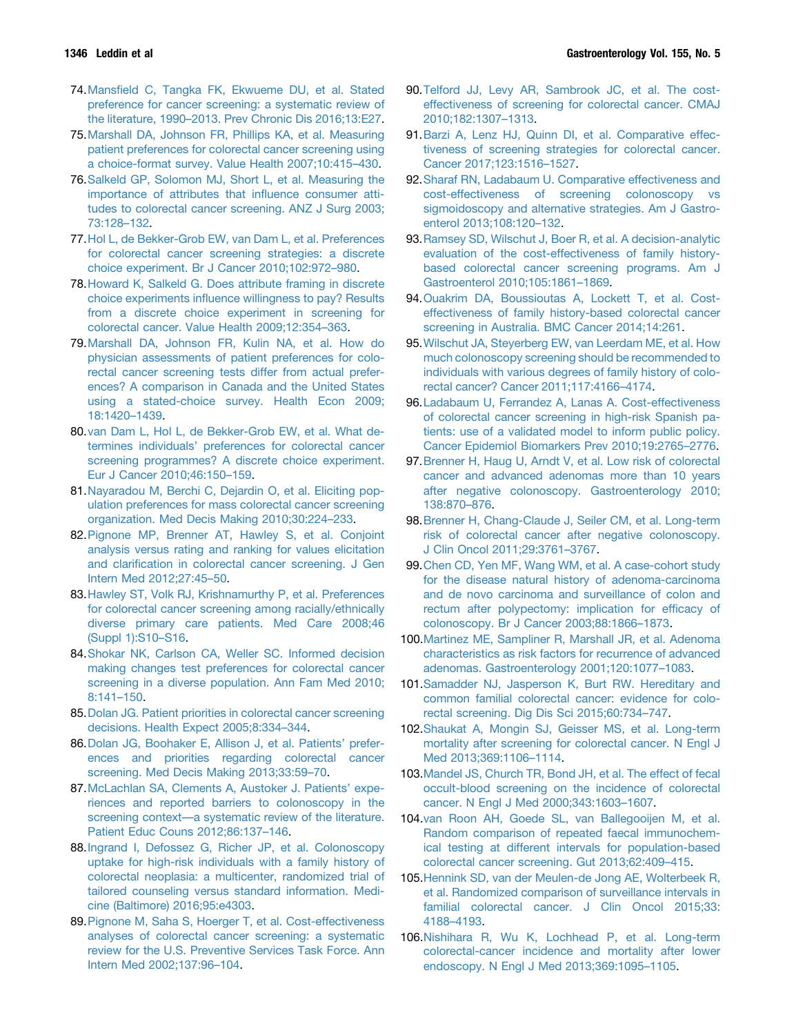74. Mansfield C, Tangka FK, Ekwueme DU, et al. Stated preference for cancer screening: a systematic review of the literature, 1990–2013. Prev Chronic Dis 2016;13:E27.
75. Marshall DA, Johnson FR, Phillips KA, et al. Measuring patient preferences for colorectal cancer screening using a choice-format survey. Value Health 2007;10:415–430.
76. Salkeld GP, Solomon MJ, Short L, et al. Measuring the importance of attributes that influence consumer attitudes to colorectal cancer screening. ANZ J Surg 2003;73:128–132.
77. Hol L, de Bekker-Grob EW, van Dam L, et al. Preferences for colorectal cancer screening strategies: a discrete choice experiment. Br J Cancer 2010;102:972–980.
78. Howard K, Salkeld G. Does attribute framing in discrete choice experiments influence willingness to pay? Results from a discrete choice experiment in screening for colorectal cancer. Value Health 2009;12:354–363.
79. Marshall DA, Johnson FR, Kulin NA, et al. How do physician assessments of patient preferences for colorectal cancer screening tests differ from actual preferences? A comparison in Canada and the United States using a stated-choice survey. Health Econ 2009;18:1420–1439.
80. van Dam L, Hol L, de Bekker-Grob EW, et al. What determines individuals' preferences for colorectal cancer screening programmes? A discrete choice experiment. Eur J Cancer 2010;46:150–159.
81. Nayaradou M, Berchi C, Dejardin O, et al. Eliciting population preferences for mass colorectal cancer screening organization. Med Decis Making 2010;30:224–233.
82. Pignone MP, Brenner AT, Hawley S, et al. Conjoint analysis versus rating and ranking for values elicitation and clarification in colorectal cancer screening. J Gen Intern Med 2012;27:45–50.
83. Hawley ST, Volk RJ, Krishnamurthy P, et al. Preferences for colorectal cancer screening among racially/ethnically diverse primary care patients. Med Care 2008;46(Suppl 1):S10–S16.
84. Shokar NK, Carlson CA, Weller SC. Informed decision making changes test preferences for colorectal cancer screening in a diverse population. Ann Fam Med 2010;8:141–150.
85. Dolan JG. Patient priorities in colorectal cancer screening decisions. Health Expect 2005;8:334–344.
86. Dolan JG, Boohaker E, Allison J, et al. Patients' preferences and priorities regarding colorectal cancer screening. Med Decis Making 2013;33:59–70.
87. McLachlan SA, Clements A, Austoker J. Patients' experiences and reported barriers to colonoscopy in the screening context—a systematic review of the literature. Patient Educ Couns 2012;86:137–146.
88. Ingrand I, Defossez G, Richer JP, et al. Colonoscopy uptake for high-risk individuals with a family history of colorectal neoplasia: a multicenter, randomized trial of tailored counseling versus standard information. Medicine (Baltimore) 2016;95:e4303.
89. Pignone M, Saha S, Hoerger T, et al. Cost-effectiveness analyses of colorectal cancer screening: a systematic review for the U.S. Preventive Services Task Force. Ann Intern Med 2002;137:96–104.
90. Telford JJ, Levy AR, Sambrook JC, et al. The cost-effectiveness of screening for colorectal cancer. CMAJ 2010;182:1307–1313.
91. Barzi A, Lenz HJ, Quinn DI, et al. Comparative effectiveness of screening strategies for colorectal cancer. Cancer 2017;123:1516–1527.
92. Sharaf RN, Ladabaum U. Comparative effectiveness and cost-effectiveness of screening colonoscopy vs sigmoidoscopy and alternative strategies. Am J Gastroenterol 2013;108:120–132.
93. Ramsey SD, Wilschut J, Boer R, et al. A decision-analytic evaluation of the cost-effectiveness of family history-based colorectal cancer screening programs. Am J Gastroenterol 2010;105:1861–1869.
94. Ouakrim DA, Boussioutas A, Lockett T, et al. Cost-effectiveness of family history-based colorectal cancer screening in Australia. BMC Cancer 2014;14:261.
95. Wilschut JA, Steyerberg EW, van Leerdam ME, et al. How much colonoscopy screening should be recommended to individuals with various degrees of family history of colorectal cancer? Cancer 2011;117:4166–4174.
96. Ladabaum U, Ferrandez A, Lanas A. Cost-effectiveness of colorectal cancer screening in high-risk Spanish patients: use of a validated model to inform public policy. Cancer Epidemiol Biomarkers Prev 2010;19:2765–2776.
97. Brenner H, Haug U, Arndt V, et al. Low risk of colorectal cancer and advanced adenomas more than 10 years after negative colonoscopy. Gastroenterology 2010;138:870–876.
98. Brenner H, Chang-Claude J, Seiler CM, et al. Long-term risk of colorectal cancer after negative colonoscopy. J Clin Oncol 2011;29:3761–3767.
99. Chen CD, Yen MF, Wang WM, et al. A case-cohort study for the disease natural history of adenoma-carcinoma and de novo carcinoma and surveillance of colon and rectum after polypectomy: implication for efficacy of colonoscopy. Br J Cancer 2003;88:1866–1873.
100. Martinez ME, Sampliner R, Marshall JR, et al. Adenoma characteristics as risk factors for recurrence of advanced adenomas. Gastroenterology 2001;120:1077–1083.
101. Samadder NJ, Jasperson K, Burt RW. Hereditary and common familial colorectal cancer: evidence for colorectal screening. Dig Dis Sci 2015;60:734–747.
102. Shaukat A, Mongin SJ, Geisser MS, et al. Long-term mortality after screening for colorectal cancer. N Engl J Med 2013;369:1106–1114.
103. Mandel JS, Church TR, Bond JH, et al. The effect of fecal occult-blood screening on the incidence of colorectal cancer. N Engl J Med 2000;343:1603–1607.
104. van Roon AH, Goede SL, van Ballegooijen M, et al. Random comparison of repeated faecal immunochemical testing at different intervals for population-based colorectal cancer screening. Gut 2013;62:409–415.
105. Hennink SD, van der Meulen-de Jong AE, Wolterbeek R, et al. Randomized comparison of surveillance intervals in familial colorectal cancer. J Clin Oncol 2015;33:4188–4193.
106. Nishihara R, Wu K, Lochhead P, et al. Long-term colorectal-cancer incidence and mortality after lower endoscopy. N Engl J Med 2013;369:1095–1105.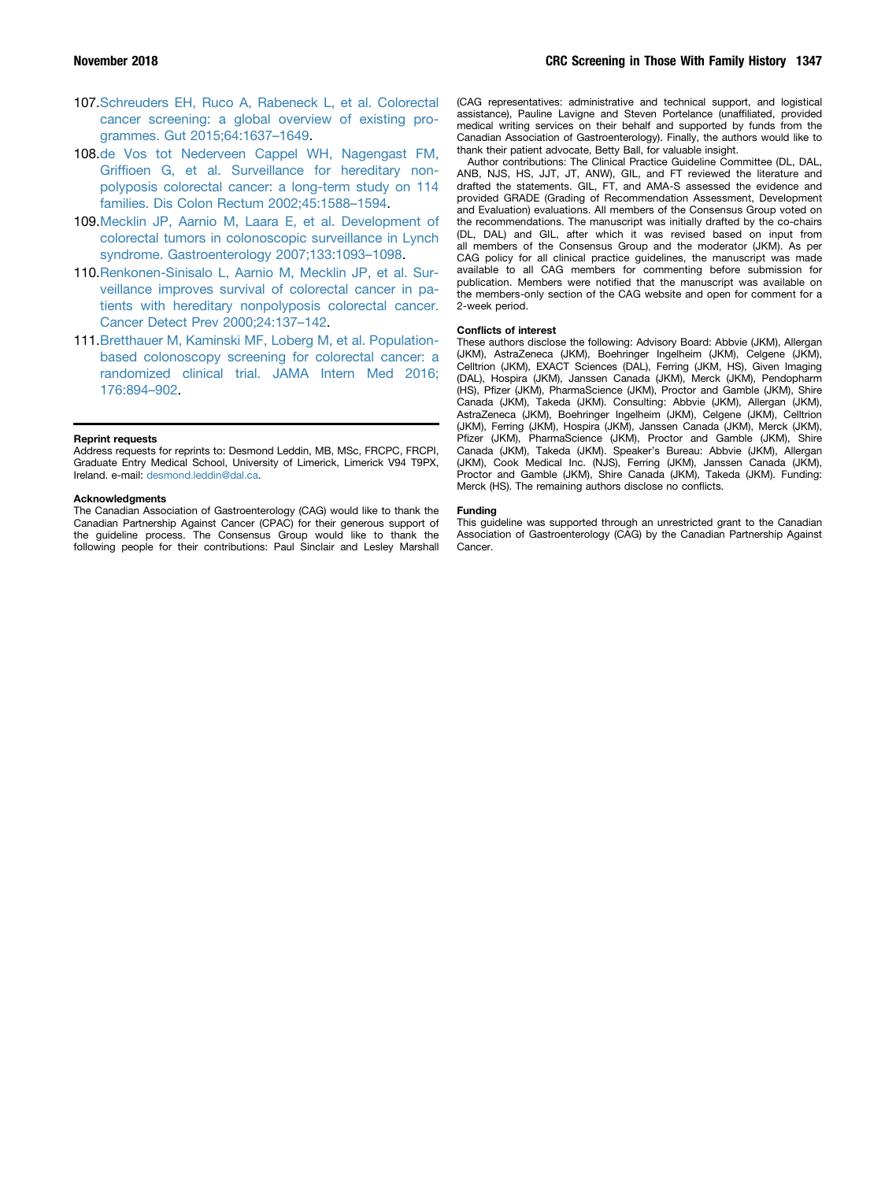107. Schreuders EH, Ruco A, Rabeneck L, et al. Colorectal cancer screening: a global overview of existing programmes. Gut 2015;64:1637–1649.
108. de Vos tot Nederveen Cappel WH, Nagengast FM, Griffioen G, et al. Surveillance for hereditary nonpolyposis colorectal cancer: a long-term study on 114 families. Dis Colon Rectum 2002;45:1588–1594.
109. Mecklin JP, Aarnio M, Laara E, et al. Development of colorectal tumors in colonoscopic surveillance in Lynch syndrome. Gastroenterology 2007;133:1093–1098.
110. Renkonen-Sinisalo L, Aarnio M, Mecklin JP, et al. Surveillance improves survival of colorectal cancer in patients with hereditary nonpolyposis colorectal cancer. Cancer Detect Prev 2000;24:137–142.
111. Bretthauer M, Kaminski MF, Loberg M, et al. Population-based colonoscopy screening for colorectal cancer: a randomized clinical trial. JAMA Intern Med 2016;176:894–902.

**Reprint requests**

Address requests for reprints to: Desmond Leddin, MB, MSc, FRCPC, FRCPI, Graduate Entry Medical School, University of Limerick, Limerick V94 T9PX, Ireland. e-mail: desmond.leddin@dal.ca.

**Acknowledgments**

The Canadian Association of Gastroenterology (CAG) would like to thank the Canadian Partnership Against Cancer (CPAC) for their generous support of the guideline process. The Consensus Group would like to thank the following people for their contributions: Paul Sinclair and Lesley Marshall (CAG representatives: administrative and technical support, and logistical assistance), Pauline Lavigne and Steven Portelance (unaffiliated, provided medical writing services on their behalf and supported by funds from the Canadian Association of Gastroenterology). Finally, the authors would like to thank their patient advocate, Betty Ball, for valuable insight.

Author contributions: The Clinical Practice Guideline Committee (DL, DAL, ANB, NJS, HS, JJT, JT, ANW), GIL, and FT reviewed the literature and drafted the statements. GIL, FT, and AMA-S assessed the evidence and provided GRADE (Grading of Recommendation Assessment, Development and Evaluation) evaluations. All members of the Consensus Group voted on the recommendations. The manuscript was initially drafted by the co-chairs (DL, DAL) and GIL, after which it was revised based on input from all members of the Consensus Group and the moderator (JKM). As per CAG policy for all clinical practice guidelines, the manuscript was made available to all CAG members for commenting before submission for publication. Members were notified that the manuscript was available on the members-only section of the CAG website and open for comment for a 2-week period.

**Conflicts of interest**

These authors disclose the following: Advisory Board: Abbvie (JKM), Allergan (JKM), AstraZeneca (JKM), Boehringer Ingelheim (JKM), Celgene (JKM), Celltrion (JKM), EXACT Sciences (DAL), Ferring (JKM, HS), Given Imaging (DAL), Hospira (JKM), Janssen Canada (JKM), Merck (JKM), Pendopharm (HS), Pfizer (JKM), PharmaScience (JKM), Proctor and Gamble (JKM), Shire Canada (JKM), Takeda (JKM). Consulting: Abbvie (JKM), Allergan (JKM), AstraZeneca (JKM), Boehringer Ingelheim (JKM), Celgene (JKM), Celltrion (JKM), Ferring (JKM), Hospira (JKM), Janssen Canada (JKM), Merck (JKM), Pfizer (JKM), PharmaScience (JKM), Proctor and Gamble (JKM), Shire Canada (JKM), Takeda (JKM). Speaker's Bureau: Abbvie (JKM), Allergan (JKM), Cook Medical Inc. (NJS), Ferring (JKM), Janssen Canada (JKM), Proctor and Gamble (JKM), Shire Canada (JKM), Takeda (JKM). Funding: Merck (HS). The remaining authors disclose no conflicts.

**Funding**

This guideline was supported through an unrestricted grant to the Canadian Association of Gastroenterology (CAG) by the Canadian Partnership Against Cancer.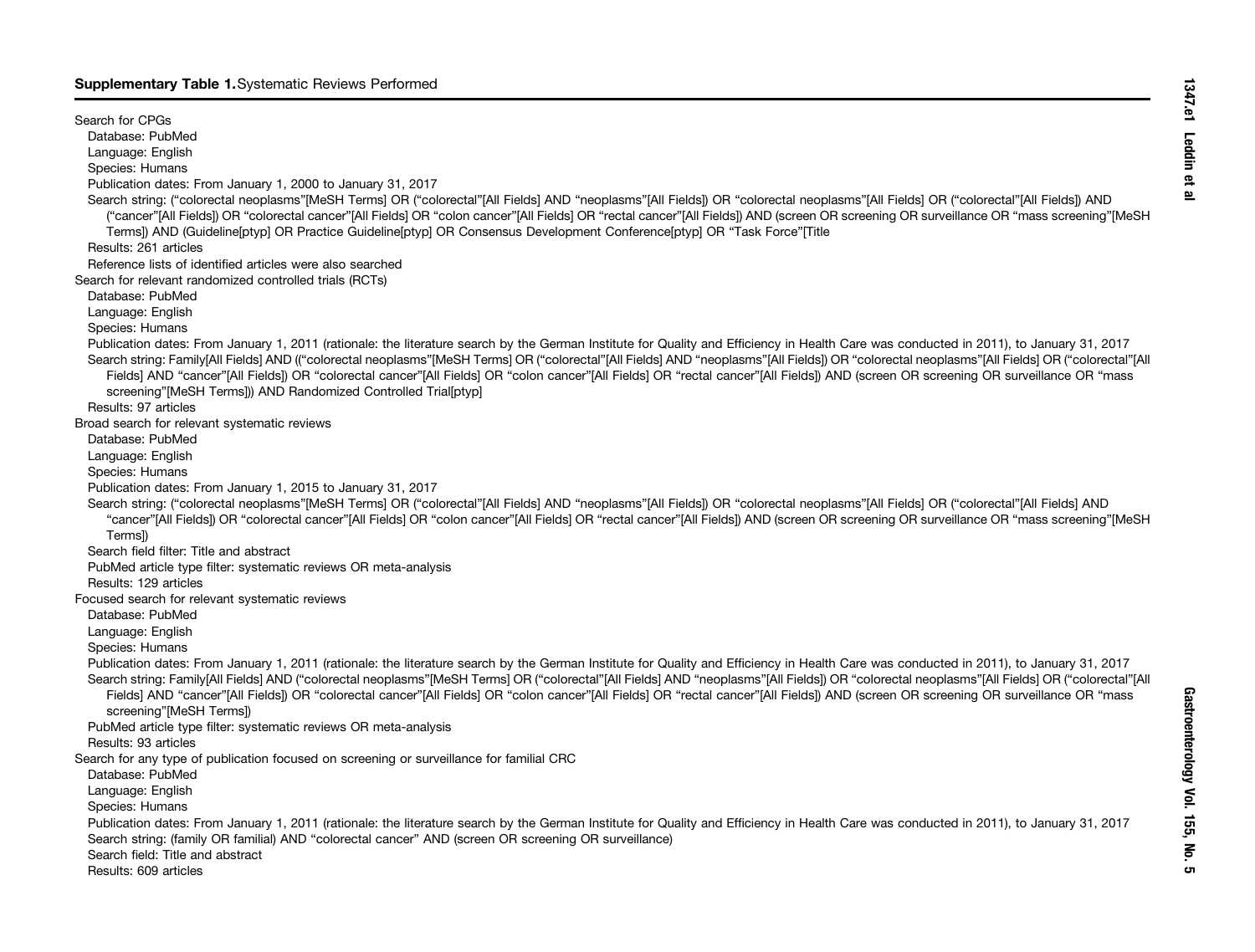**Supplementary Table 1.** Systematic Reviews Performed

Search for CPGs
- Database: PubMed
- Language: English
- Species: Humans
- Publication dates: From January 1, 2000 to January 31, 2017
- Search string: ("colorectal neoplasms"[MeSH Terms] OR ("colorectal"[All Fields] AND "neoplasms"[All Fields]) OR "colorectal neoplasms"[All Fields] OR ("colorectal"[All Fields]) AND ("cancer"[All Fields]) OR "colorectal cancer"[All Fields] OR "colon cancer"[All Fields] OR "rectal cancer"[All Fields]) AND (screen OR screening OR surveillance OR "mass screening"[MeSH Terms]) AND (Guideline[ptyp] OR Practice Guideline[ptyp] OR Consensus Development Conference[ptyp] OR "Task Force"[Title
- Results: 261 articles
- Reference lists of identified articles were also searched

Search for relevant randomized controlled trials (RCTs)
- Database: PubMed
- Language: English
- Species: Humans
- Publication dates: From January 1, 2011 (rationale: the literature search by the German Institute for Quality and Efficiency in Health Care was conducted in 2011), to January 31, 2017
- Search string: Family[All Fields] AND (("colorectal neoplasms"[MeSH Terms] OR ("colorectal"[All Fields] AND "neoplasms"[All Fields]) OR "colorectal neoplasms"[All Fields] OR ("colorectal"[All Fields] AND "cancer"[All Fields]) OR "colorectal cancer"[All Fields] OR "colon cancer"[All Fields] OR "rectal cancer"[All Fields]) AND (screen OR screening OR surveillance OR "mass screening"[MeSH Terms])) AND Randomized Controlled Trial[ptyp]
- Results: 97 articles

Broad search for relevant systematic reviews
- Database: PubMed
- Language: English
- Species: Humans
- Publication dates: From January 1, 2015 to January 31, 2017
- Search string: ("colorectal neoplasms"[MeSH Terms] OR ("colorectal"[All Fields] AND "neoplasms"[All Fields]) OR "colorectal neoplasms"[All Fields] OR ("colorectal"[All Fields] AND "cancer"[All Fields]) OR "colorectal cancer"[All Fields] OR "colon cancer"[All Fields] OR "rectal cancer"[All Fields]) AND (screen OR screening OR surveillance OR "mass screening"[MeSH Terms])
- Search field filter: Title and abstract
- PubMed article type filter: systematic reviews OR meta-analysis
- Results: 129 articles

Focused search for relevant systematic reviews
- Database: PubMed
- Language: English
- Species: Humans
- Publication dates: From January 1, 2011 (rationale: the literature search by the German Institute for Quality and Efficiency in Health Care was conducted in 2011), to January 31, 2017
- Search string: Family[All Fields] AND ("colorectal neoplasms"[MeSH Terms] OR ("colorectal"[All Fields] AND "neoplasms"[All Fields]) OR "colorectal neoplasms"[All Fields] OR ("colorectal"[All Fields] AND "cancer"[All Fields]) OR "colorectal cancer"[All Fields] OR "colon cancer"[All Fields] OR "rectal cancer"[All Fields]) AND (screen OR screening OR surveillance OR "mass screening"[MeSH Terms])
- PubMed article type filter: systematic reviews OR meta-analysis
- Results: 93 articles

Search for any type of publication focused on screening or surveillance for familial CRC
- Database: PubMed
- Language: English
- Species: Humans
- Publication dates: From January 1, 2011 (rationale: the literature search by the German Institute for Quality and Efficiency in Health Care was conducted in 2011), to January 31, 2017
- Search string: (family OR familial) AND "colorectal cancer" AND (screen OR screening OR surveillance)
- Search field: Title and abstract
- Results: 609 articles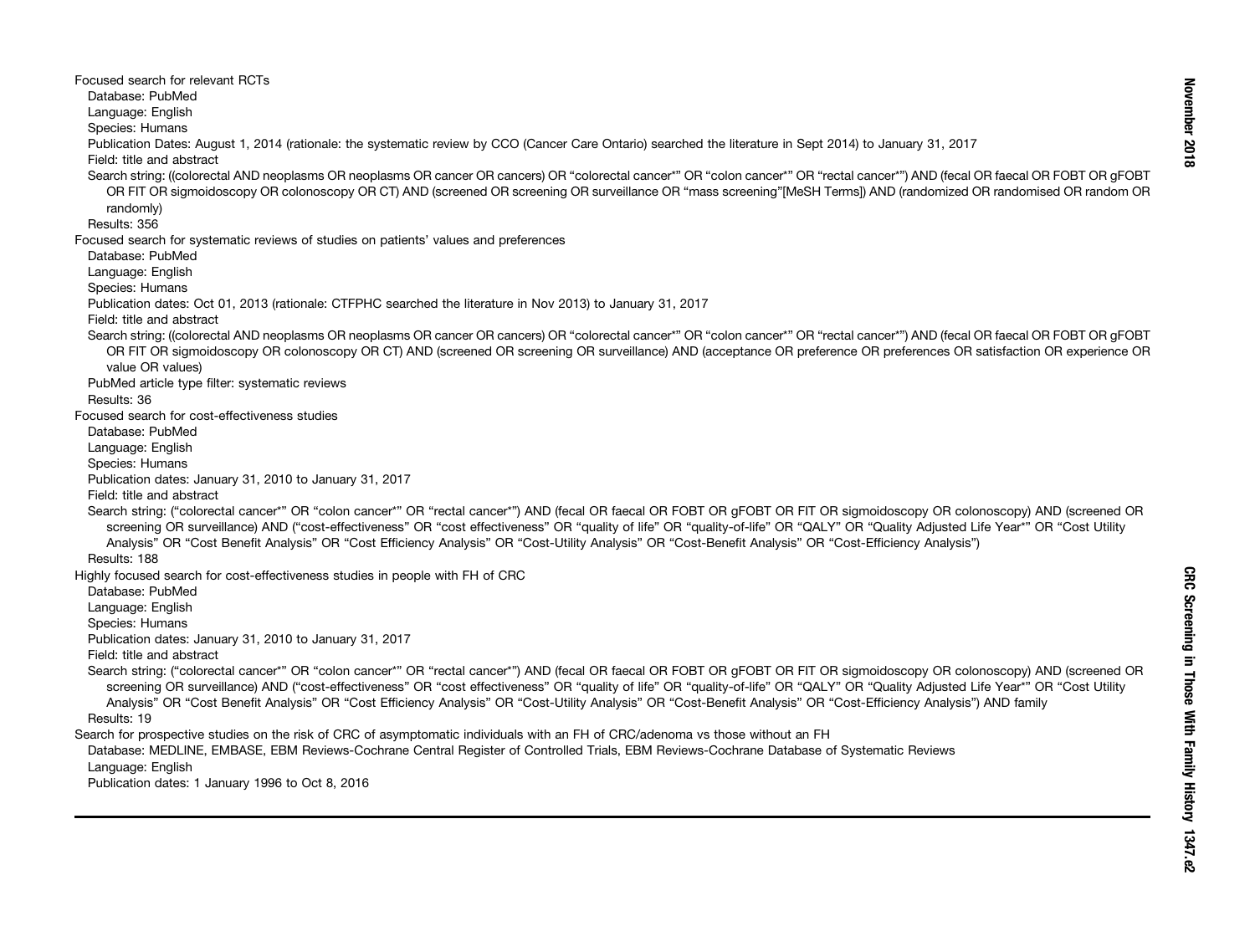Focused search for relevant RCTs

- Database: PubMed
- Language: English
- Species: Humans
- Publication Dates: August 1, 2014 (rationale: the systematic review by CCO (Cancer Care Ontario) searched the literature in Sept 2014) to January 31, 2017
- Field: title and abstract
- Search string: ((colorectal AND neoplasms OR neoplasms OR cancer OR cancers) OR "colorectal cancer*" OR "colon cancer*" OR "rectal cancer*") AND (fecal OR faecal OR FOBT OR gFOBT OR FIT OR sigmoidoscopy OR colonoscopy OR CT) AND (screened OR screening OR surveillance OR "mass screening"[MeSH Terms]) AND (randomized OR randomised OR random OR randomly)
- Results: 356

Focused search for systematic reviews of studies on patients' values and preferences

- Database: PubMed
- Language: English
- Species: Humans
- Publication dates: Oct 01, 2013 (rationale: CTFPHC searched the literature in Nov 2013) to January 31, 2017
- Field: title and abstract
- Search string: ((colorectal AND neoplasms OR neoplasms OR cancer OR cancers) OR "colorectal cancer*" OR "colon cancer*" OR "rectal cancer*") AND (fecal OR faecal OR FOBT OR gFOBT OR FIT OR sigmoidoscopy OR colonoscopy OR CT) AND (screened OR screening OR surveillance) AND (acceptance OR preference OR preferences OR satisfaction OR experience OR value OR values)
- PubMed article type filter: systematic reviews
- Results: 36

Focused search for cost-effectiveness studies

- Database: PubMed
- Language: English
- Species: Humans
- Publication dates: January 31, 2010 to January 31, 2017
- Field: title and abstract
- Search string: ("colorectal cancer*" OR "colon cancer*" OR "rectal cancer*") AND (fecal OR faecal OR FOBT OR gFOBT OR FIT OR sigmoidoscopy OR colonoscopy) AND (screened OR screening OR surveillance) AND ("cost-effectiveness" OR "cost effectiveness" OR "quality of life" OR "quality-of-life" OR "QALY" OR "Quality Adjusted Life Year*" OR "Cost Utility Analysis" OR "Cost Benefit Analysis" OR "Cost Efficiency Analysis" OR "Cost-Utility Analysis" OR "Cost-Benefit Analysis" OR "Cost-Efficiency Analysis")
- Results: 188

Highly focused search for cost-effectiveness studies in people with FH of CRC

- Database: PubMed
- Language: English
- Species: Humans
- Publication dates: January 31, 2010 to January 31, 2017
- Field: title and abstract
- Search string: ("colorectal cancer*" OR "colon cancer*" OR "rectal cancer*") AND (fecal OR faecal OR FOBT OR gFOBT OR FIT OR sigmoidoscopy OR colonoscopy) AND (screened OR screening OR surveillance) AND ("cost-effectiveness" OR "cost effectiveness" OR "quality of life" OR "quality-of-life" OR "QALY" OR "Quality Adjusted Life Year*" OR "Cost Utility Analysis" OR "Cost Benefit Analysis" OR "Cost Efficiency Analysis" OR "Cost-Utility Analysis" OR "Cost-Benefit Analysis" OR "Cost-Efficiency Analysis") AND family
- Results: 19

Search for prospective studies on the risk of CRC of asymptomatic individuals with an FH of CRC/adenoma vs those without an FH

- Database: MEDLINE, EMBASE, EBM Reviews-Cochrane Central Register of Controlled Trials, EBM Reviews-Cochrane Database of Systematic Reviews
- Language: English
- Publication dates: 1 January 1996 to Oct 8, 2016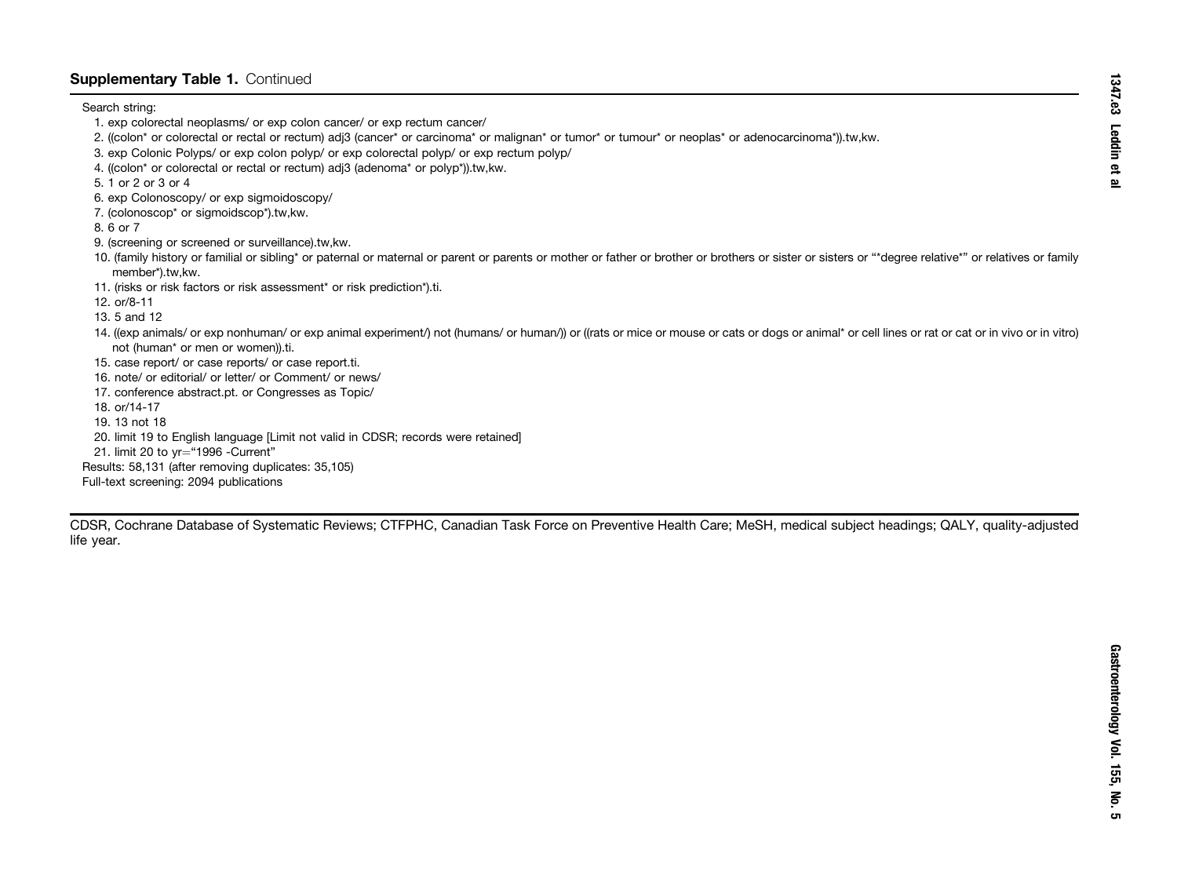**Supplementary Table 1.** Continued

Search string:

1. exp colorectal neoplasms/ or exp colon cancer/ or exp rectum cancer/
2. ((colon* or colorectal or rectal or rectum) adj3 (cancer* or carcinoma* or malignan* or tumor* or tumour* or neoplas* or adenocarcinoma*)).tw,kw.
3. exp Colonic Polyps/ or exp colon polyp/ or exp colorectal polyp/ or exp rectum polyp/
4. ((colon* or colorectal or rectal or rectum) adj3 (adenoma* or polyp*)).tw,kw.
5. 1 or 2 or 3 or 4
6. exp Colonoscopy/ or exp sigmoidoscopy/
7. (colonoscop* or sigmoidscop*).tw,kw.
8. 6 or 7
9. (screening or screened or surveillance).tw,kw.
10. (family history or familial or sibling* or paternal or maternal or parent or parents or mother or father or brother or brothers or sister or sisters or "*degree relative*" or relatives or family member*).tw,kw.
11. (risks or risk factors or risk assessment* or risk prediction*).ti.
12. or/8-11
13. 5 and 12
14. ((exp animals/ or exp nonhuman/ or exp animal experiment/) not (humans/ or human/)) or ((rats or mice or mouse or cats or dogs or animal* or cell lines or rat or cat or in vivo or in vitro) not (human* or men or women)).ti.
15. case report/ or case reports/ or case report.ti.
16. note/ or editorial/ or letter/ or Comment/ or news/
17. conference abstract.pt. or Congresses as Topic/
18. or/14-17
19. 13 not 18
20. limit 19 to English language [Limit not valid in CDSR; records were retained]
21. limit 20 to yr="1996 -Current"

Results: 58,131 (after removing duplicates: 35,105)

Full-text screening: 2094 publications

CDSR, Cochrane Database of Systematic Reviews; CTFPHC, Canadian Task Force on Preventive Health Care; MeSH, medical subject headings; QALY, quality-adjusted life year.